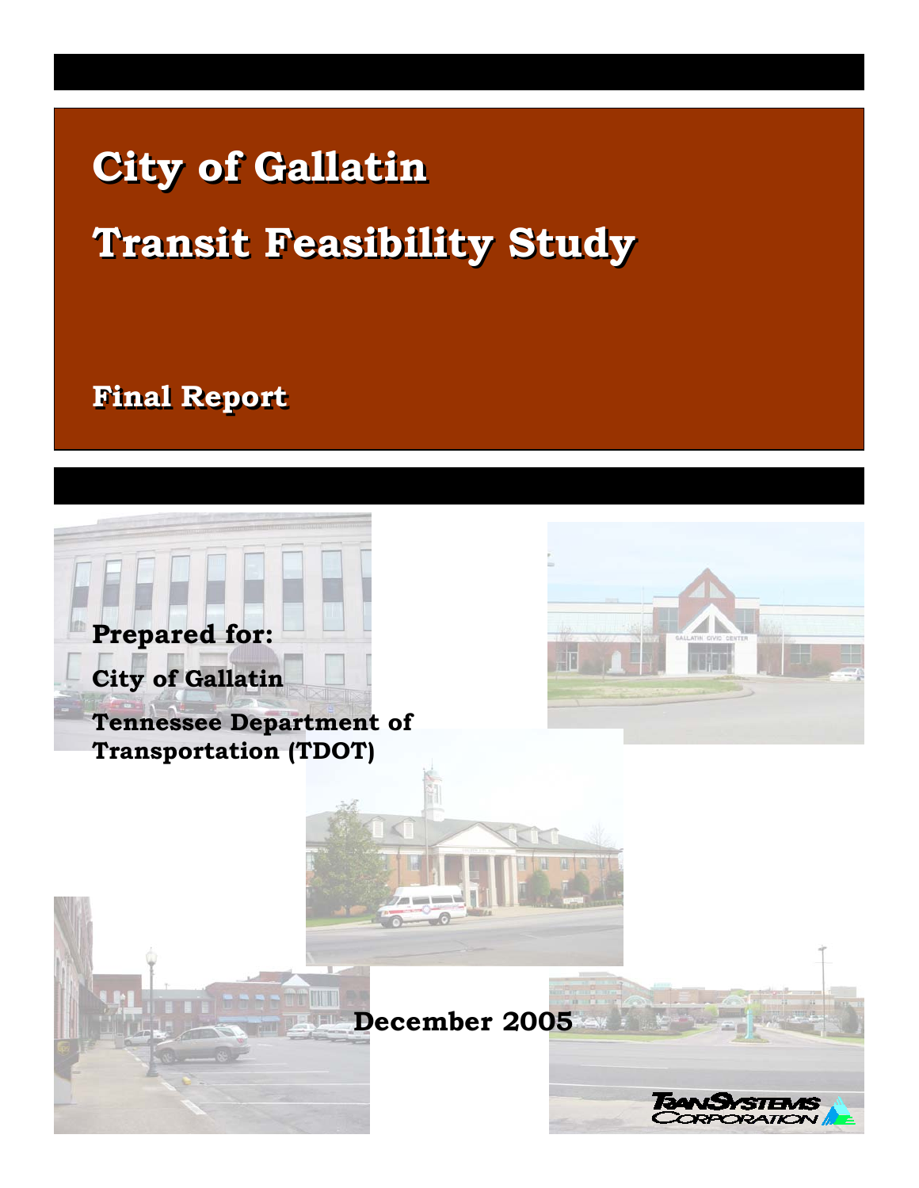# City of Gallatin

# Transit Feasibility Study

## Final Report

**Prepared for:**

**City of Gallatin**

**Tennessee Department of Transportation (TDOT)**

**December 2005**

TranSystems Corporation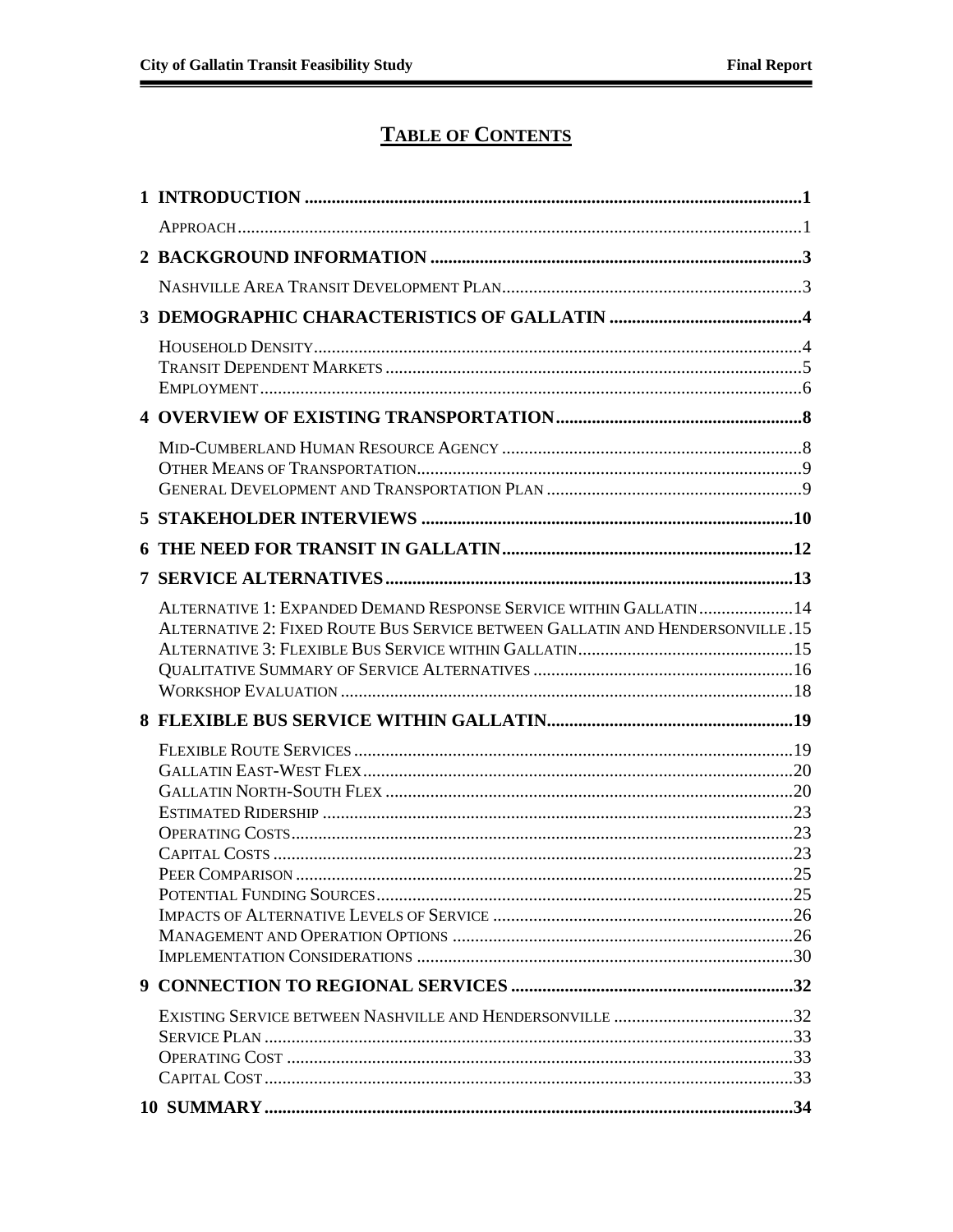# TABLE OF CONTENTS

| | |
|---|---|
| **1 INTRODUCTION** | **1** |
| Approach | 1 |
| **2 BACKGROUND INFORMATION** | **3** |
| Nashville Area Transit Development Plan | 3 |
| **3 DEMOGRAPHIC CHARACTERISTICS OF GALLATIN** | **4** |
| Household Density | 4 |
| Transit Dependent Markets | 5 |
| Employment | 6 |
| **4 OVERVIEW OF EXISTING TRANSPORTATION** | **8** |
| Mid-Cumberland Human Resource Agency | 8 |
| Other Means of Transportation | 9 |
| General Development and Transportation Plan | 9 |
| **5 STAKEHOLDER INTERVIEWS** | **10** |
| **6 THE NEED FOR TRANSIT IN GALLATIN** | **12** |
| **7 SERVICE ALTERNATIVES** | **13** |
| Alternative 1: Expanded Demand Response Service within Gallatin | 14 |
| Alternative 2: Fixed Route Bus Service between Gallatin and Hendersonville | 15 |
| Alternative 3: Flexible Bus Service within Gallatin | 15 |
| Qualitative Summary of Service Alternatives | 16 |
| Workshop Evaluation | 18 |
| **8 FLEXIBLE BUS SERVICE WITHIN GALLATIN** | **19** |
| Flexible Route Services | 19 |
| Gallatin East-West Flex | 20 |
| Gallatin North-South Flex | 20 |
| Estimated Ridership | 23 |
| Operating Costs | 23 |
| Capital Costs | 23 |
| Peer Comparison | 25 |
| Potential Funding Sources | 25 |
| Impacts of Alternative Levels of Service | 26 |
| Management and Operation Options | 26 |
| Implementation Considerations | 30 |
| **9 CONNECTION TO REGIONAL SERVICES** | **32** |
| Existing Service between Nashville and Hendersonville | 32 |
| Service Plan | 33 |
| Operating Cost | 33 |
| Capital Cost | 33 |
| **10 SUMMARY** | **34** |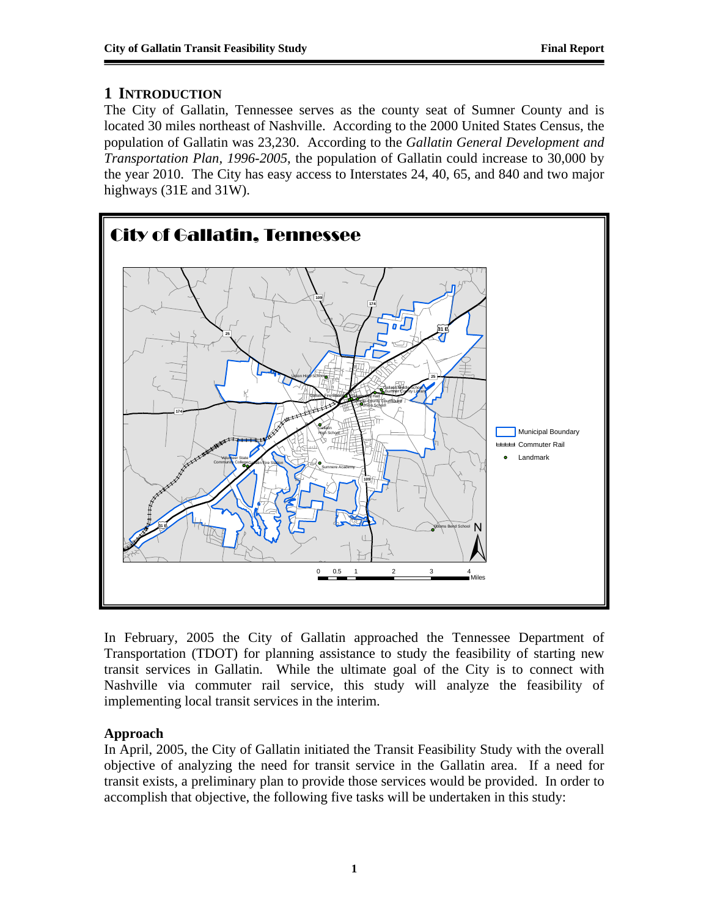# 1 INTRODUCTION

The City of Gallatin, Tennessee serves as the county seat of Sumner County and is located 30 miles northeast of Nashville. According to the 2000 United States Census, the population of Gallatin was 23,230. According to the *Gallatin General Development and Transportation Plan, 1996-2005*, the population of Gallatin could increase to 30,000 by the year 2010. The City has easy access to Interstates 24, 40, 65, and 840 and two major highways (31E and 31W).

In February, 2005 the City of Gallatin approached the Tennessee Department of Transportation (TDOT) for planning assistance to study the feasibility of starting new transit services in Gallatin. While the ultimate goal of the City is to connect with Nashville via commuter rail service, this study will analyze the feasibility of implementing local transit services in the interim.

## Approach

In April, 2005, the City of Gallatin initiated the Transit Feasibility Study with the overall objective of analyzing the need for transit service in the Gallatin area. If a need for transit exists, a preliminary plan to provide those services would be provided. In order to accomplish that objective, the following five tasks will be undertaken in this study: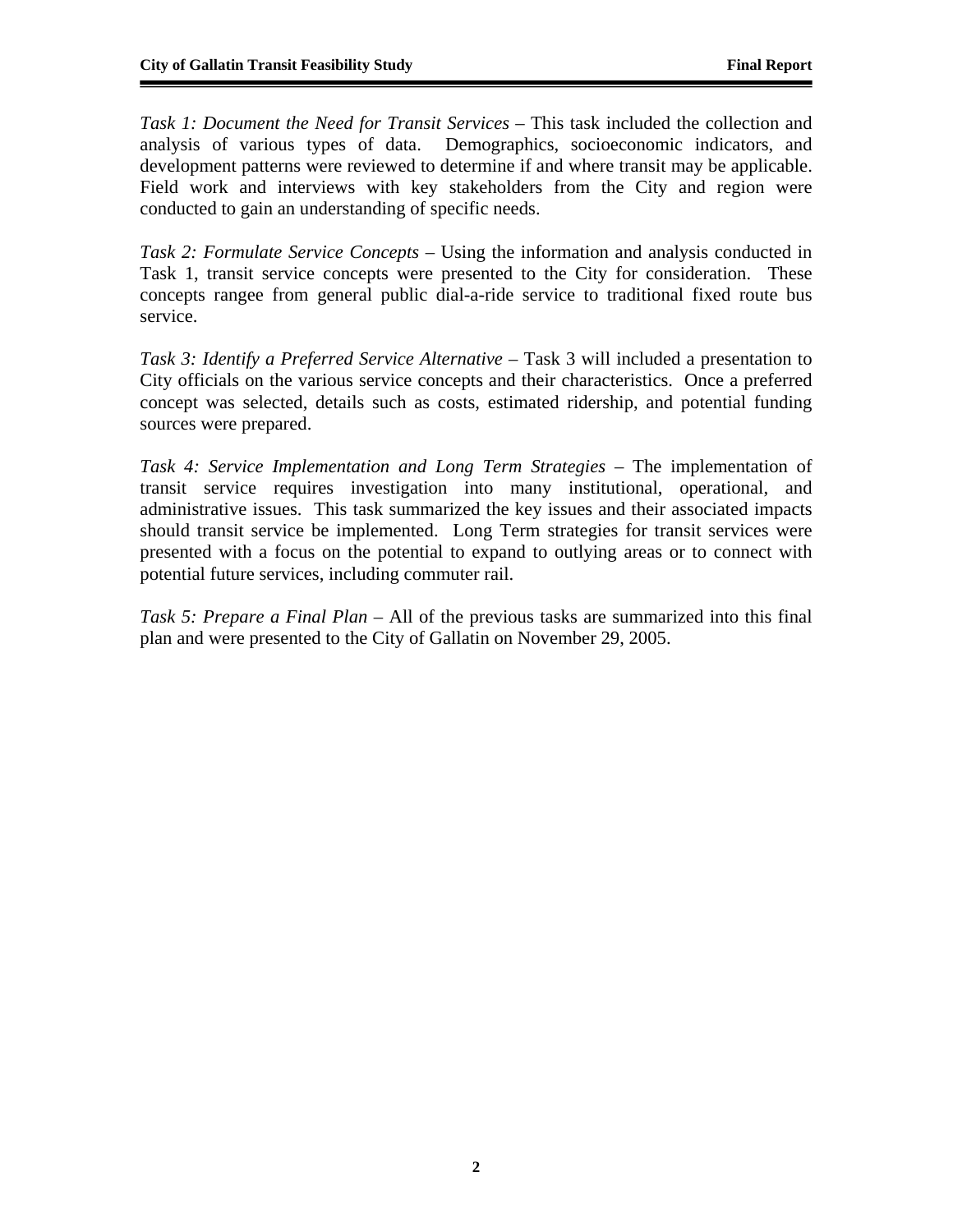*Task 1: Document the Need for Transit Services* – This task included the collection and analysis of various types of data. Demographics, socioeconomic indicators, and development patterns were reviewed to determine if and where transit may be applicable. Field work and interviews with key stakeholders from the City and region were conducted to gain an understanding of specific needs.

*Task 2: Formulate Service Concepts* – Using the information and analysis conducted in Task 1, transit service concepts were presented to the City for consideration. These concepts rangee from general public dial-a-ride service to traditional fixed route bus service.

*Task 3: Identify a Preferred Service Alternative* – Task 3 will included a presentation to City officials on the various service concepts and their characteristics. Once a preferred concept was selected, details such as costs, estimated ridership, and potential funding sources were prepared.

*Task 4: Service Implementation and Long Term Strategies* – The implementation of transit service requires investigation into many institutional, operational, and administrative issues. This task summarized the key issues and their associated impacts should transit service be implemented. Long Term strategies for transit services were presented with a focus on the potential to expand to outlying areas or to connect with potential future services, including commuter rail.

*Task 5: Prepare a Final Plan* – All of the previous tasks are summarized into this final plan and were presented to the City of Gallatin on November 29, 2005.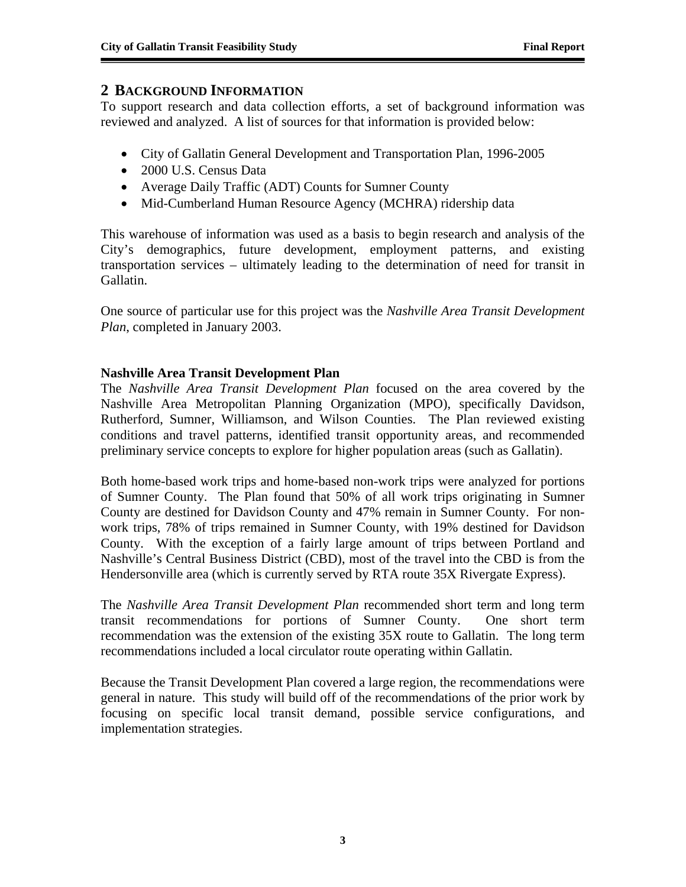# 2 BACKGROUND INFORMATION

To support research and data collection efforts, a set of background information was reviewed and analyzed. A list of sources for that information is provided below:

- City of Gallatin General Development and Transportation Plan, 1996-2005
- 2000 U.S. Census Data
- Average Daily Traffic (ADT) Counts for Sumner County
- Mid-Cumberland Human Resource Agency (MCHRA) ridership data

This warehouse of information was used as a basis to begin research and analysis of the City's demographics, future development, employment patterns, and existing transportation services – ultimately leading to the determination of need for transit in Gallatin.

One source of particular use for this project was the *Nashville Area Transit Development Plan*, completed in January 2003.

### Nashville Area Transit Development Plan

The *Nashville Area Transit Development Plan* focused on the area covered by the Nashville Area Metropolitan Planning Organization (MPO), specifically Davidson, Rutherford, Sumner, Williamson, and Wilson Counties. The Plan reviewed existing conditions and travel patterns, identified transit opportunity areas, and recommended preliminary service concepts to explore for higher population areas (such as Gallatin).

Both home-based work trips and home-based non-work trips were analyzed for portions of Sumner County. The Plan found that 50% of all work trips originating in Sumner County are destined for Davidson County and 47% remain in Sumner County. For non-work trips, 78% of trips remained in Sumner County, with 19% destined for Davidson County. With the exception of a fairly large amount of trips between Portland and Nashville's Central Business District (CBD), most of the travel into the CBD is from the Hendersonville area (which is currently served by RTA route 35X Rivergate Express).

The *Nashville Area Transit Development Plan* recommended short term and long term transit recommendations for portions of Sumner County. One short term recommendation was the extension of the existing 35X route to Gallatin. The long term recommendations included a local circulator route operating within Gallatin.

Because the Transit Development Plan covered a large region, the recommendations were general in nature. This study will build off of the recommendations of the prior work by focusing on specific local transit demand, possible service configurations, and implementation strategies.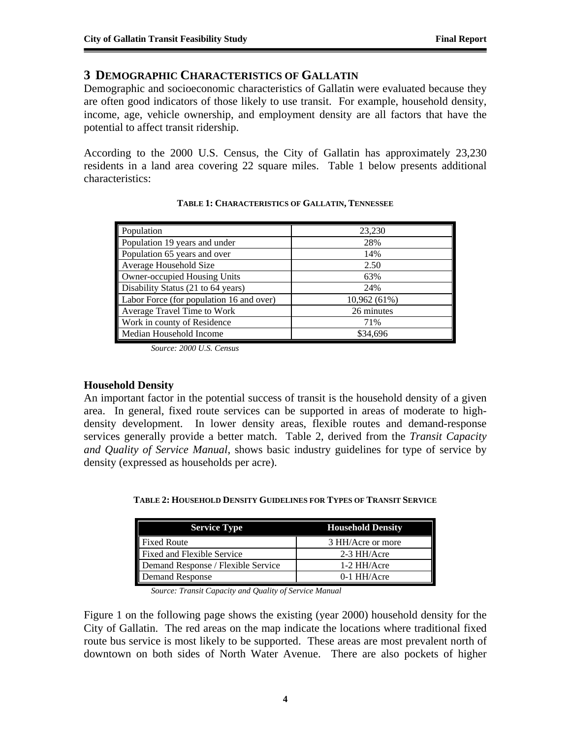# 3 DEMOGRAPHIC CHARACTERISTICS OF GALLATIN

Demographic and socioeconomic characteristics of Gallatin were evaluated because they are often good indicators of those likely to use transit. For example, household density, income, age, vehicle ownership, and employment density are all factors that have the potential to affect transit ridership.

According to the 2000 U.S. Census, the City of Gallatin has approximately 23,230 residents in a land area covering 22 square miles. Table 1 below presents additional characteristics:

**TABLE 1: CHARACTERISTICS OF GALLATIN, TENNESSEE**

| | |
|---|---|
| Population | 23,230 |
| Population 19 years and under | 28% |
| Population 65 years and over | 14% |
| Average Household Size | 2.50 |
| Owner-occupied Housing Units | 63% |
| Disability Status (21 to 64 years) | 24% |
| Labor Force (for population 16 and over) | 10,962 (61%) |
| Average Travel Time to Work | 26 minutes |
| Work in county of Residence | 71% |
| Median Household Income | $34,696 |

*Source: 2000 U.S. Census*

### Household Density

An important factor in the potential success of transit is the household density of a given area. In general, fixed route services can be supported in areas of moderate to high-density development. In lower density areas, flexible routes and demand-response services generally provide a better match. Table 2, derived from the *Transit Capacity and Quality of Service Manual*, shows basic industry guidelines for type of service by density (expressed as households per acre).

**TABLE 2: HOUSEHOLD DENSITY GUIDELINES FOR TYPES OF TRANSIT SERVICE**

| Service Type | Household Density |
|---|---|
| Fixed Route | 3 HH/Acre or more |
| Fixed and Flexible Service | 2-3 HH/Acre |
| Demand Response / Flexible Service | 1-2 HH/Acre |
| Demand Response | 0-1 HH/Acre |

*Source: Transit Capacity and Quality of Service Manual*

Figure 1 on the following page shows the existing (year 2000) household density for the City of Gallatin. The red areas on the map indicate the locations where traditional fixed route bus service is most likely to be supported. These areas are most prevalent north of downtown on both sides of North Water Avenue. There are also pockets of higher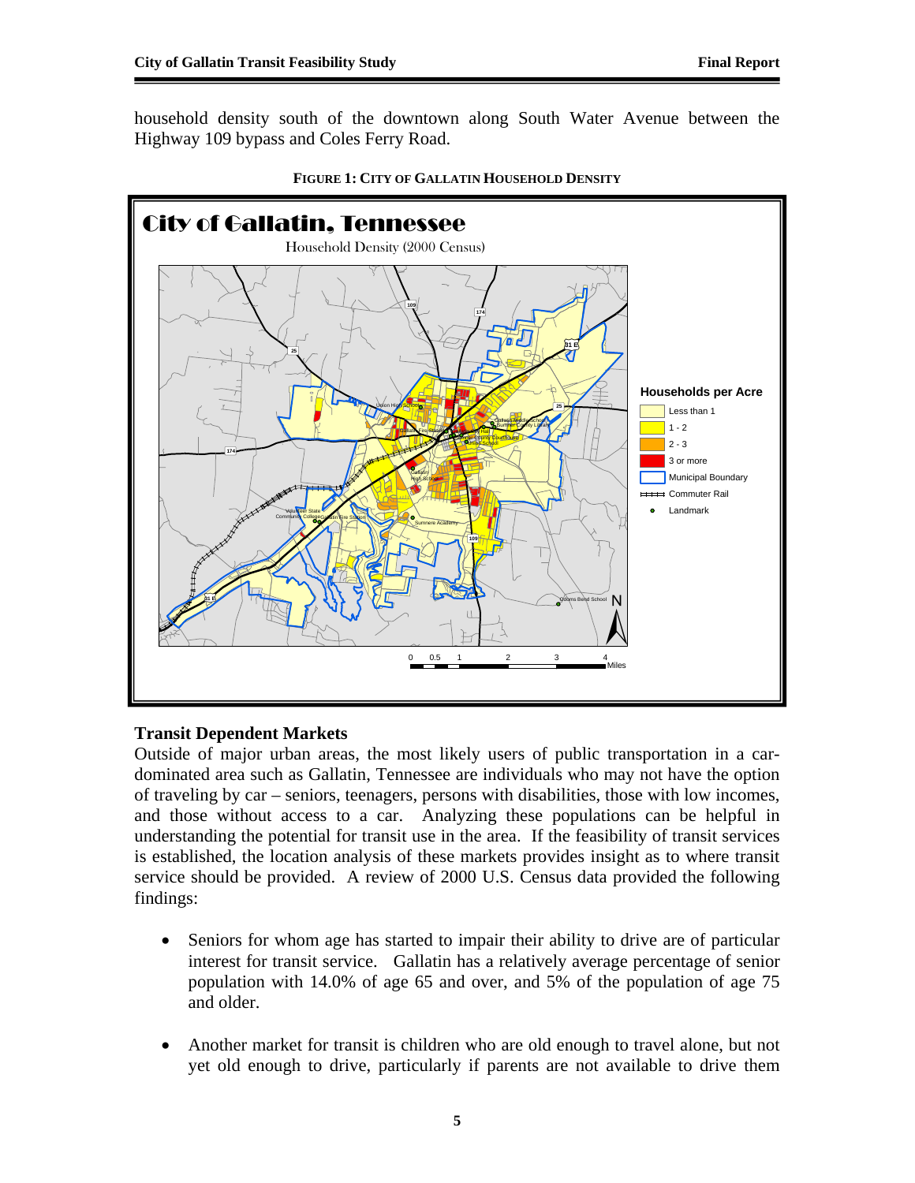household density south of the downtown along South Water Avenue between the Highway 109 bypass and Coles Ferry Road.

**FIGURE 1: CITY OF GALLATIN HOUSEHOLD DENSITY**

## Transit Dependent Markets

Outside of major urban areas, the most likely users of public transportation in a car-dominated area such as Gallatin, Tennessee are individuals who may not have the option of traveling by car – seniors, teenagers, persons with disabilities, those with low incomes, and those without access to a car. Analyzing these populations can be helpful in understanding the potential for transit use in the area. If the feasibility of transit services is established, the location analysis of these markets provides insight as to where transit service should be provided. A review of 2000 U.S. Census data provided the following findings:

- Seniors for whom age has started to impair their ability to drive are of particular interest for transit service. Gallatin has a relatively average percentage of senior population with 14.0% of age 65 and over, and 5% of the population of age 75 and older.

- Another market for transit is children who are old enough to travel alone, but not yet old enough to drive, particularly if parents are not available to drive them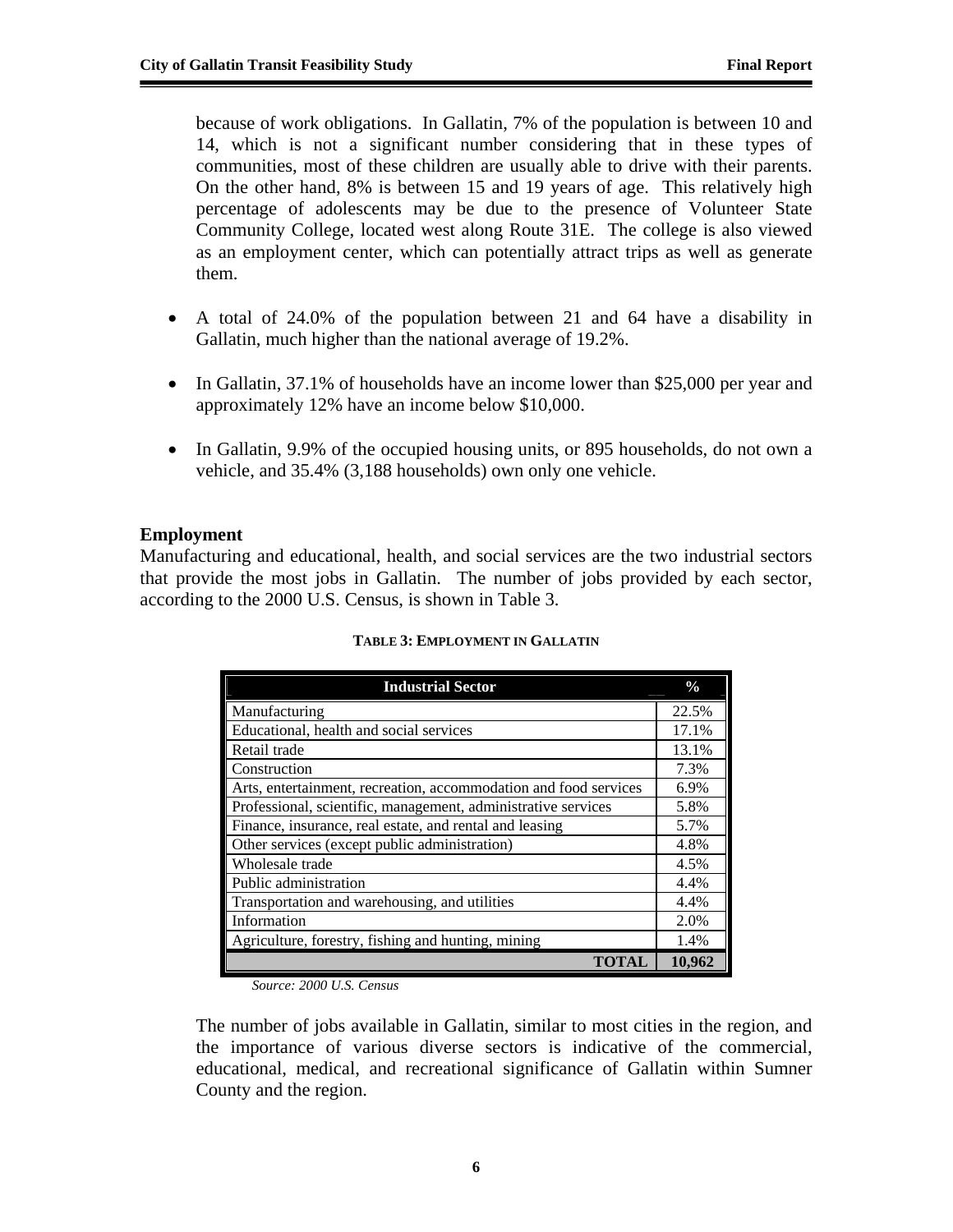because of work obligations. In Gallatin, 7% of the population is between 10 and 14, which is not a significant number considering that in these types of communities, most of these children are usually able to drive with their parents. On the other hand, 8% is between 15 and 19 years of age. This relatively high percentage of adolescents may be due to the presence of Volunteer State Community College, located west along Route 31E. The college is also viewed as an employment center, which can potentially attract trips as well as generate them.

- A total of 24.0% of the population between 21 and 64 have a disability in Gallatin, much higher than the national average of 19.2%.
- In Gallatin, 37.1% of households have an income lower than $25,000 per year and approximately 12% have an income below $10,000.
- In Gallatin, 9.9% of the occupied housing units, or 895 households, do not own a vehicle, and 35.4% (3,188 households) own only one vehicle.

**Employment**

Manufacturing and educational, health, and social services are the two industrial sectors that provide the most jobs in Gallatin. The number of jobs provided by each sector, according to the 2000 U.S. Census, is shown in Table 3.

**TABLE 3: EMPLOYMENT IN GALLATIN**

| Industrial Sector | % |
|---|---|
| Manufacturing | 22.5% |
| Educational, health and social services | 17.1% |
| Retail trade | 13.1% |
| Construction | 7.3% |
| Arts, entertainment, recreation, accommodation and food services | 6.9% |
| Professional, scientific, management, administrative services | 5.8% |
| Finance, insurance, real estate, and rental and leasing | 5.7% |
| Other services (except public administration) | 4.8% |
| Wholesale trade | 4.5% |
| Public administration | 4.4% |
| Transportation and warehousing, and utilities | 4.4% |
| Information | 2.0% |
| Agriculture, forestry, fishing and hunting, mining | 1.4% |
| **TOTAL** | **10,962** |

*Source: 2000 U.S. Census*

The number of jobs available in Gallatin, similar to most cities in the region, and the importance of various diverse sectors is indicative of the commercial, educational, medical, and recreational significance of Gallatin within Sumner County and the region.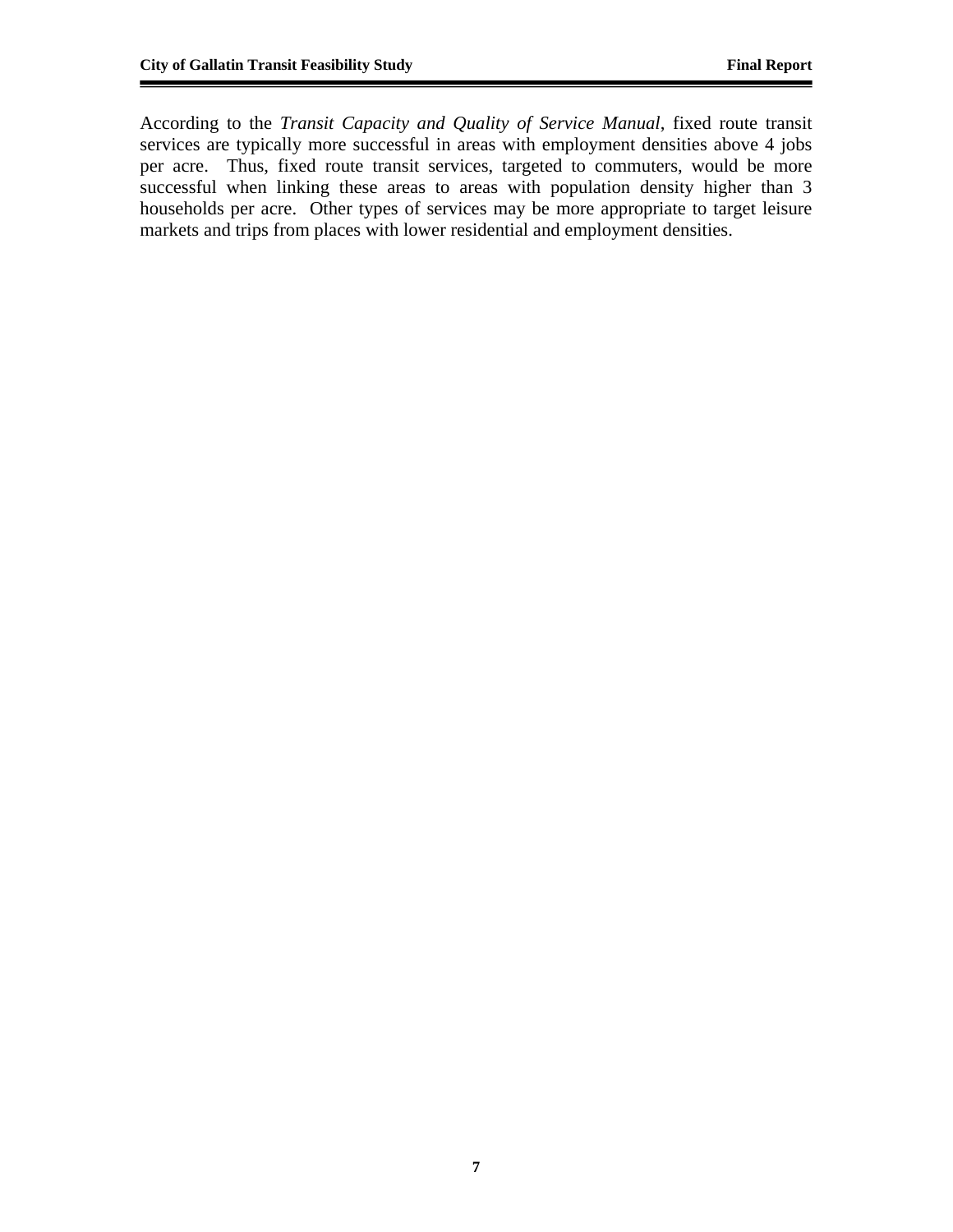According to the *Transit Capacity and Quality of Service Manual*, fixed route transit services are typically more successful in areas with employment densities above 4 jobs per acre. Thus, fixed route transit services, targeted to commuters, would be more successful when linking these areas to areas with population density higher than 3 households per acre. Other types of services may be more appropriate to target leisure markets and trips from places with lower residential and employment densities.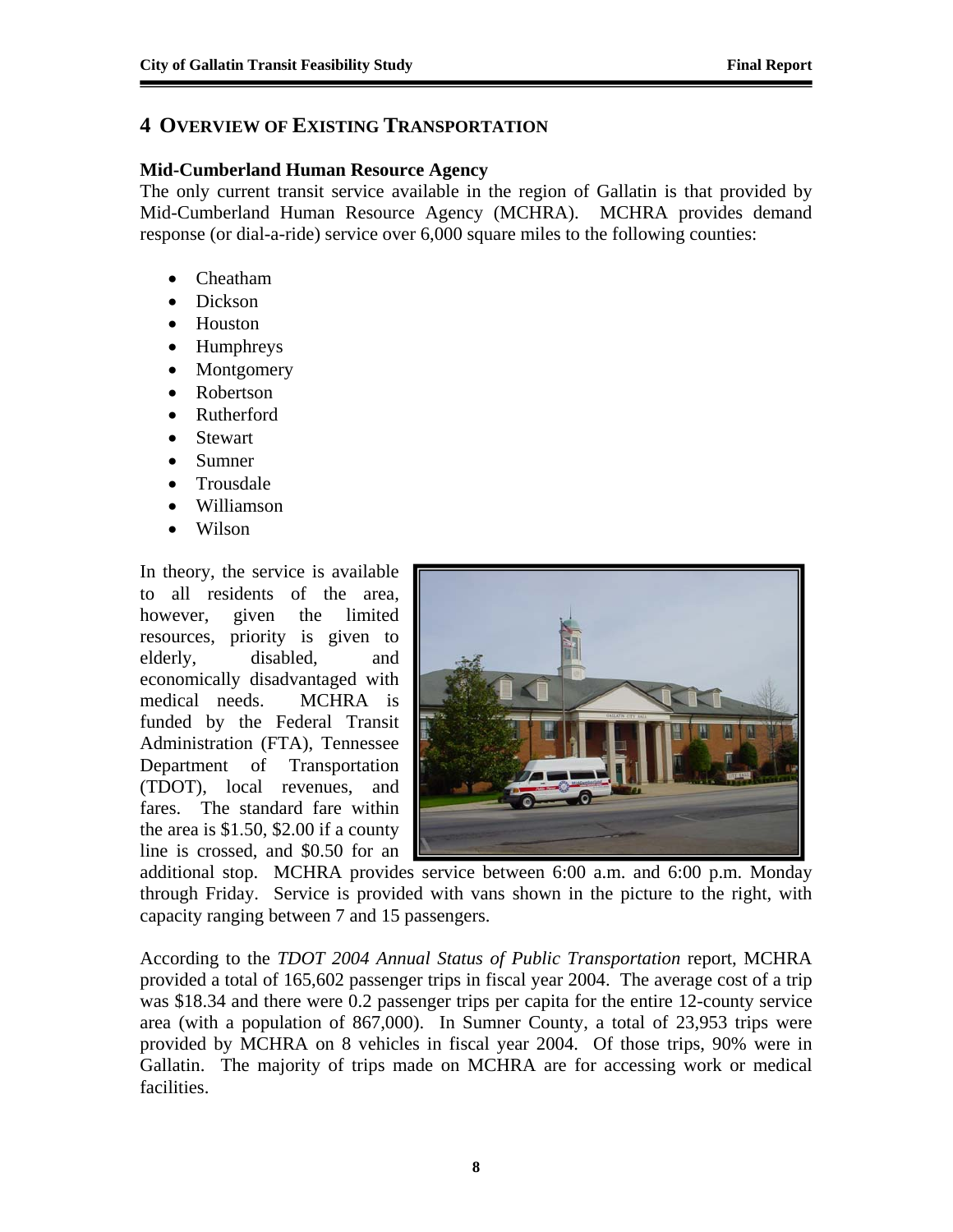# 4 OVERVIEW OF EXISTING TRANSPORTATION

### Mid-Cumberland Human Resource Agency

The only current transit service available in the region of Gallatin is that provided by Mid-Cumberland Human Resource Agency (MCHRA). MCHRA provides demand response (or dial-a-ride) service over 6,000 square miles to the following counties:

- Cheatham
- Dickson
- Houston
- Humphreys
- Montgomery
- Robertson
- Rutherford
- Stewart
- Sumner
- Trousdale
- Williamson
- Wilson

In theory, the service is available to all residents of the area, however, given the limited resources, priority is given to elderly, disabled, and economically disadvantaged with medical needs. MCHRA is funded by the Federal Transit Administration (FTA), Tennessee Department of Transportation (TDOT), local revenues, and fares. The standard fare within the area is $1.50, $2.00 if a county line is crossed, and $0.50 for an additional stop. MCHRA provides service between 6:00 a.m. and 6:00 p.m. Monday through Friday. Service is provided with vans shown in the picture to the right, with capacity ranging between 7 and 15 passengers.

According to the *TDOT 2004 Annual Status of Public Transportation* report, MCHRA provided a total of 165,602 passenger trips in fiscal year 2004. The average cost of a trip was $18.34 and there were 0.2 passenger trips per capita for the entire 12-county service area (with a population of 867,000). In Sumner County, a total of 23,953 trips were provided by MCHRA on 8 vehicles in fiscal year 2004. Of those trips, 90% were in Gallatin. The majority of trips made on MCHRA are for accessing work or medical facilities.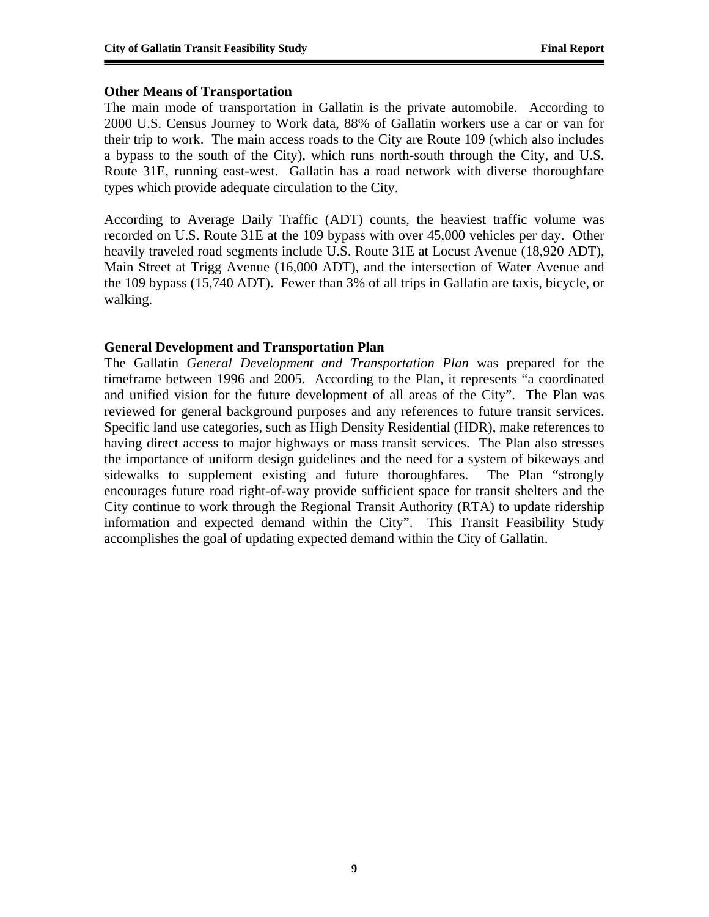## Other Means of Transportation

The main mode of transportation in Gallatin is the private automobile. According to 2000 U.S. Census Journey to Work data, 88% of Gallatin workers use a car or van for their trip to work. The main access roads to the City are Route 109 (which also includes a bypass to the south of the City), which runs north-south through the City, and U.S. Route 31E, running east-west. Gallatin has a road network with diverse thoroughfare types which provide adequate circulation to the City.

According to Average Daily Traffic (ADT) counts, the heaviest traffic volume was recorded on U.S. Route 31E at the 109 bypass with over 45,000 vehicles per day. Other heavily traveled road segments include U.S. Route 31E at Locust Avenue (18,920 ADT), Main Street at Trigg Avenue (16,000 ADT), and the intersection of Water Avenue and the 109 bypass (15,740 ADT). Fewer than 3% of all trips in Gallatin are taxis, bicycle, or walking.

## General Development and Transportation Plan

The Gallatin *General Development and Transportation Plan* was prepared for the timeframe between 1996 and 2005. According to the Plan, it represents "a coordinated and unified vision for the future development of all areas of the City". The Plan was reviewed for general background purposes and any references to future transit services. Specific land use categories, such as High Density Residential (HDR), make references to having direct access to major highways or mass transit services. The Plan also stresses the importance of uniform design guidelines and the need for a system of bikeways and sidewalks to supplement existing and future thoroughfares. The Plan "strongly encourages future road right-of-way provide sufficient space for transit shelters and the City continue to work through the Regional Transit Authority (RTA) to update ridership information and expected demand within the City". This Transit Feasibility Study accomplishes the goal of updating expected demand within the City of Gallatin.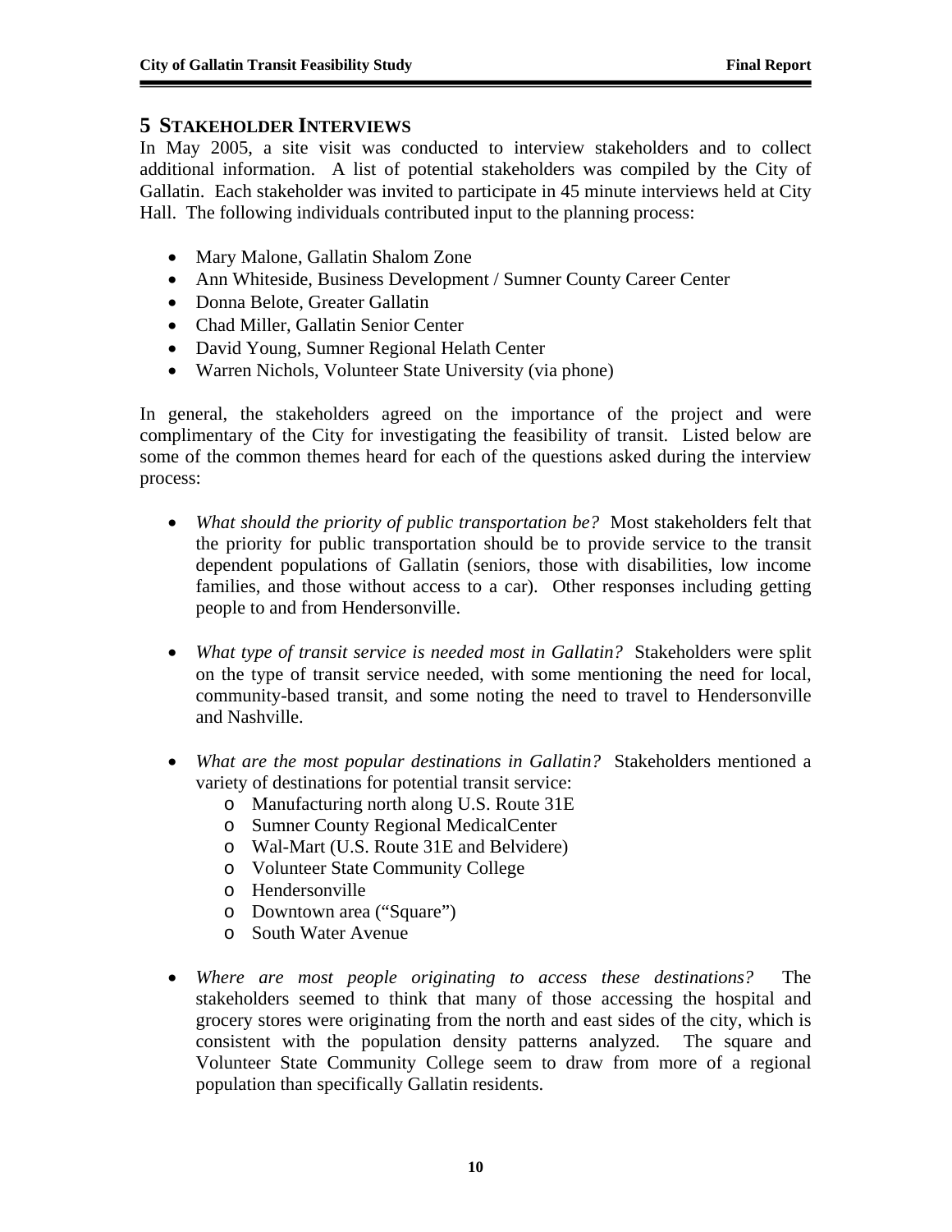# 5 STAKEHOLDER INTERVIEWS

In May 2005, a site visit was conducted to interview stakeholders and to collect additional information. A list of potential stakeholders was compiled by the City of Gallatin. Each stakeholder was invited to participate in 45 minute interviews held at City Hall. The following individuals contributed input to the planning process:

- Mary Malone, Gallatin Shalom Zone
- Ann Whiteside, Business Development / Sumner County Career Center
- Donna Belote, Greater Gallatin
- Chad Miller, Gallatin Senior Center
- David Young, Sumner Regional Helath Center
- Warren Nichols, Volunteer State University (via phone)

In general, the stakeholders agreed on the importance of the project and were complimentary of the City for investigating the feasibility of transit. Listed below are some of the common themes heard for each of the questions asked during the interview process:

- *What should the priority of public transportation be?* Most stakeholders felt that the priority for public transportation should be to provide service to the transit dependent populations of Gallatin (seniors, those with disabilities, low income families, and those without access to a car). Other responses including getting people to and from Hendersonville.

- *What type of transit service is needed most in Gallatin?* Stakeholders were split on the type of transit service needed, with some mentioning the need for local, community-based transit, and some noting the need to travel to Hendersonville and Nashville.

- *What are the most popular destinations in Gallatin?* Stakeholders mentioned a variety of destinations for potential transit service:
  - Manufacturing north along U.S. Route 31E
  - Sumner County Regional MedicalCenter
  - Wal-Mart (U.S. Route 31E and Belvidere)
  - Volunteer State Community College
  - Hendersonville
  - Downtown area ("Square")
  - South Water Avenue

- *Where are most people originating to access these destinations?* The stakeholders seemed to think that many of those accessing the hospital and grocery stores were originating from the north and east sides of the city, which is consistent with the population density patterns analyzed. The square and Volunteer State Community College seem to draw from more of a regional population than specifically Gallatin residents.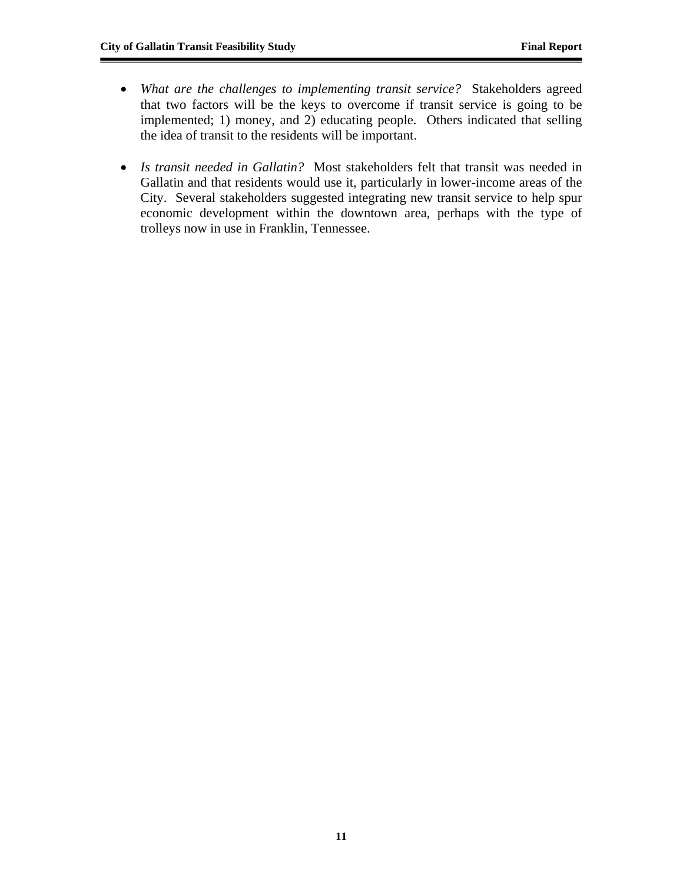- *What are the challenges to implementing transit service?* Stakeholders agreed that two factors will be the keys to overcome if transit service is going to be implemented; 1) money, and 2) educating people. Others indicated that selling the idea of transit to the residents will be important.

- *Is transit needed in Gallatin?* Most stakeholders felt that transit was needed in Gallatin and that residents would use it, particularly in lower-income areas of the City. Several stakeholders suggested integrating new transit service to help spur economic development within the downtown area, perhaps with the type of trolleys now in use in Franklin, Tennessee.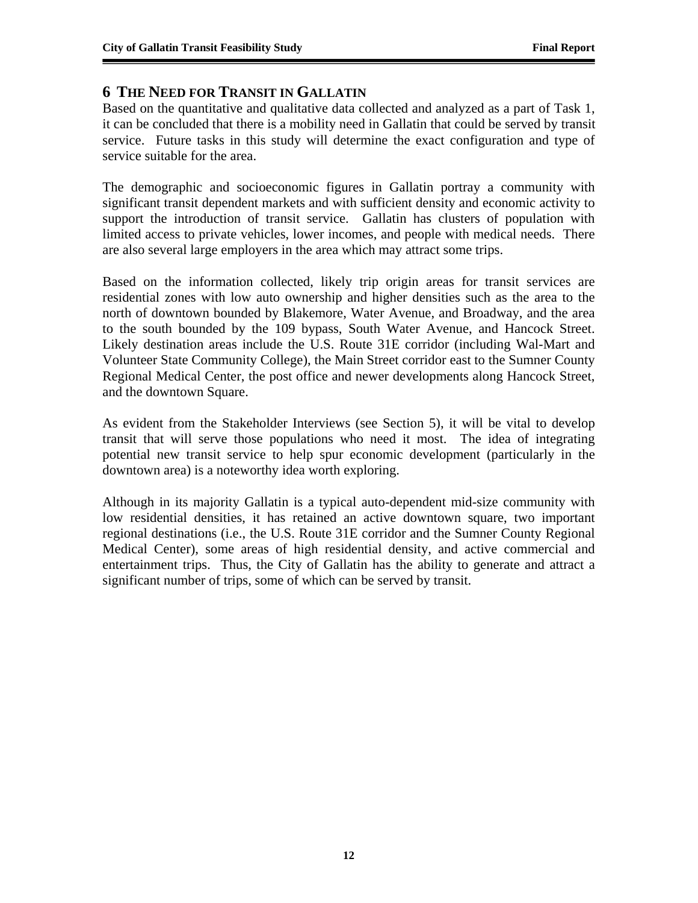# 6 THE NEED FOR TRANSIT IN GALLATIN

Based on the quantitative and qualitative data collected and analyzed as a part of Task 1, it can be concluded that there is a mobility need in Gallatin that could be served by transit service. Future tasks in this study will determine the exact configuration and type of service suitable for the area.

The demographic and socioeconomic figures in Gallatin portray a community with significant transit dependent markets and with sufficient density and economic activity to support the introduction of transit service. Gallatin has clusters of population with limited access to private vehicles, lower incomes, and people with medical needs. There are also several large employers in the area which may attract some trips.

Based on the information collected, likely trip origin areas for transit services are residential zones with low auto ownership and higher densities such as the area to the north of downtown bounded by Blakemore, Water Avenue, and Broadway, and the area to the south bounded by the 109 bypass, South Water Avenue, and Hancock Street. Likely destination areas include the U.S. Route 31E corridor (including Wal-Mart and Volunteer State Community College), the Main Street corridor east to the Sumner County Regional Medical Center, the post office and newer developments along Hancock Street, and the downtown Square.

As evident from the Stakeholder Interviews (see Section 5), it will be vital to develop transit that will serve those populations who need it most. The idea of integrating potential new transit service to help spur economic development (particularly in the downtown area) is a noteworthy idea worth exploring.

Although in its majority Gallatin is a typical auto-dependent mid-size community with low residential densities, it has retained an active downtown square, two important regional destinations (i.e., the U.S. Route 31E corridor and the Sumner County Regional Medical Center), some areas of high residential density, and active commercial and entertainment trips. Thus, the City of Gallatin has the ability to generate and attract a significant number of trips, some of which can be served by transit.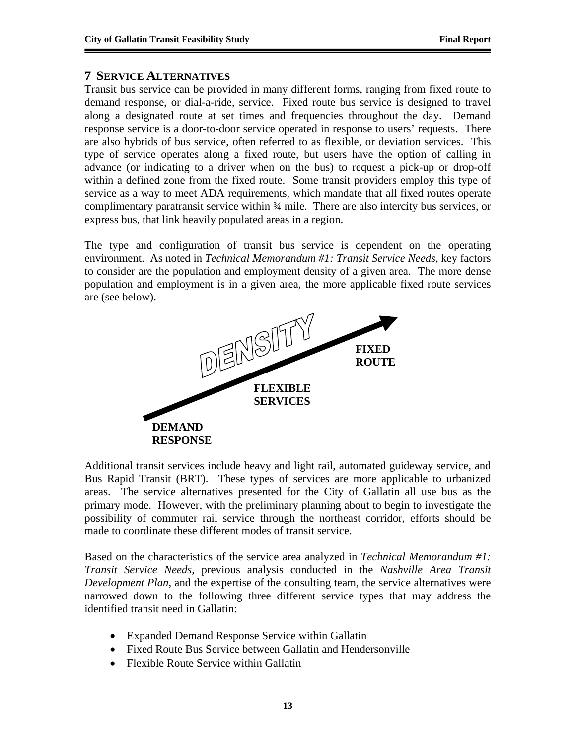# 7 SERVICE ALTERNATIVES

Transit bus service can be provided in many different forms, ranging from fixed route to demand response, or dial-a-ride, service. Fixed route bus service is designed to travel along a designated route at set times and frequencies throughout the day. Demand response service is a door-to-door service operated in response to users' requests. There are also hybrids of bus service, often referred to as flexible, or deviation services. This type of service operates along a fixed route, but users have the option of calling in advance (or indicating to a driver when on the bus) to request a pick-up or drop-off within a defined zone from the fixed route. Some transit providers employ this type of service as a way to meet ADA requirements, which mandate that all fixed routes operate complimentary paratransit service within ¾ mile. There are also intercity bus services, or express bus, that link heavily populated areas in a region.

The type and configuration of transit bus service is dependent on the operating environment. As noted in *Technical Memorandum #1: Transit Service Needs*, key factors to consider are the population and employment density of a given area. The more dense population and employment is in a given area, the more applicable fixed route services are (see below).

**DENSITY**

**DEMAND RESPONSE** → **FLEXIBLE SERVICES** → **FIXED ROUTE**

Additional transit services include heavy and light rail, automated guideway service, and Bus Rapid Transit (BRT). These types of services are more applicable to urbanized areas. The service alternatives presented for the City of Gallatin all use bus as the primary mode. However, with the preliminary planning about to begin to investigate the possibility of commuter rail service through the northeast corridor, efforts should be made to coordinate these different modes of transit service.

Based on the characteristics of the service area analyzed in *Technical Memorandum #1: Transit Service Needs*, previous analysis conducted in the *Nashville Area Transit Development Plan*, and the expertise of the consulting team, the service alternatives were narrowed down to the following three different service types that may address the identified transit need in Gallatin:

- Expanded Demand Response Service within Gallatin
- Fixed Route Bus Service between Gallatin and Hendersonville
- Flexible Route Service within Gallatin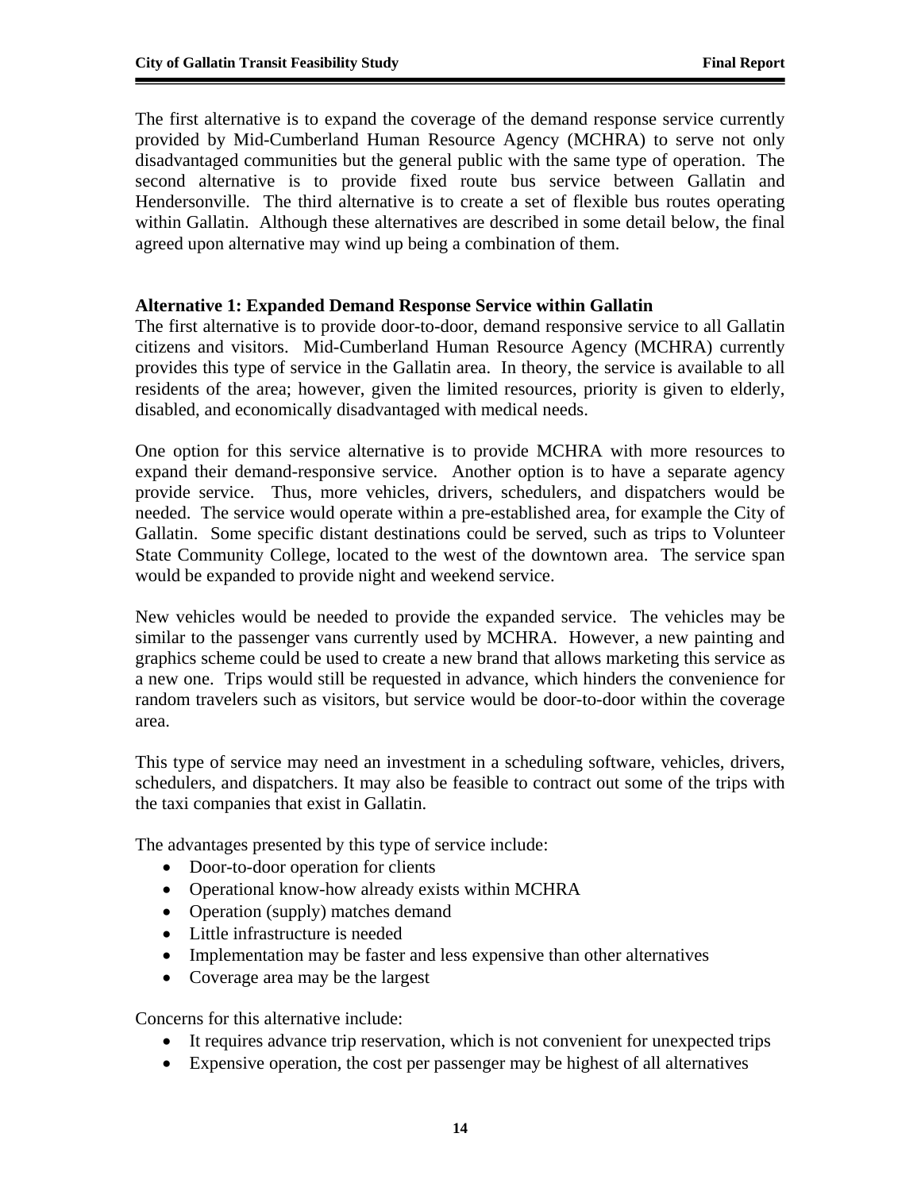The first alternative is to expand the coverage of the demand response service currently provided by Mid-Cumberland Human Resource Agency (MCHRA) to serve not only disadvantaged communities but the general public with the same type of operation. The second alternative is to provide fixed route bus service between Gallatin and Hendersonville. The third alternative is to create a set of flexible bus routes operating within Gallatin. Although these alternatives are described in some detail below, the final agreed upon alternative may wind up being a combination of them.

**Alternative 1: Expanded Demand Response Service within Gallatin**

The first alternative is to provide door-to-door, demand responsive service to all Gallatin citizens and visitors. Mid-Cumberland Human Resource Agency (MCHRA) currently provides this type of service in the Gallatin area. In theory, the service is available to all residents of the area; however, given the limited resources, priority is given to elderly, disabled, and economically disadvantaged with medical needs.

One option for this service alternative is to provide MCHRA with more resources to expand their demand-responsive service. Another option is to have a separate agency provide service. Thus, more vehicles, drivers, schedulers, and dispatchers would be needed. The service would operate within a pre-established area, for example the City of Gallatin. Some specific distant destinations could be served, such as trips to Volunteer State Community College, located to the west of the downtown area. The service span would be expanded to provide night and weekend service.

New vehicles would be needed to provide the expanded service. The vehicles may be similar to the passenger vans currently used by MCHRA. However, a new painting and graphics scheme could be used to create a new brand that allows marketing this service as a new one. Trips would still be requested in advance, which hinders the convenience for random travelers such as visitors, but service would be door-to-door within the coverage area.

This type of service may need an investment in a scheduling software, vehicles, drivers, schedulers, and dispatchers. It may also be feasible to contract out some of the trips with the taxi companies that exist in Gallatin.

The advantages presented by this type of service include:

- Door-to-door operation for clients
- Operational know-how already exists within MCHRA
- Operation (supply) matches demand
- Little infrastructure is needed
- Implementation may be faster and less expensive than other alternatives
- Coverage area may be the largest

Concerns for this alternative include:

- It requires advance trip reservation, which is not convenient for unexpected trips
- Expensive operation, the cost per passenger may be highest of all alternatives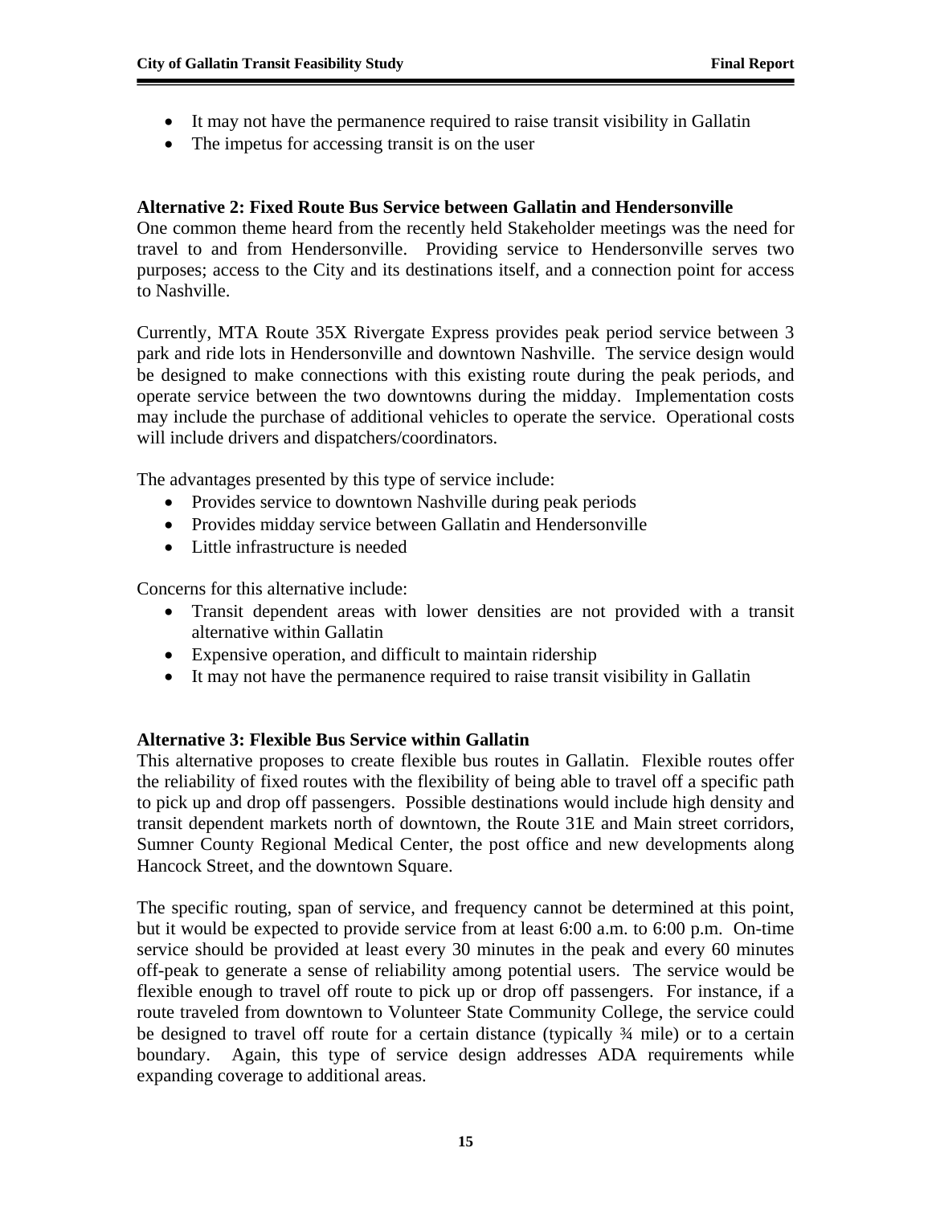- It may not have the permanence required to raise transit visibility in Gallatin
- The impetus for accessing transit is on the user

**Alternative 2: Fixed Route Bus Service between Gallatin and Hendersonville**

One common theme heard from the recently held Stakeholder meetings was the need for travel to and from Hendersonville. Providing service to Hendersonville serves two purposes; access to the City and its destinations itself, and a connection point for access to Nashville.

Currently, MTA Route 35X Rivergate Express provides peak period service between 3 park and ride lots in Hendersonville and downtown Nashville. The service design would be designed to make connections with this existing route during the peak periods, and operate service between the two downtowns during the midday. Implementation costs may include the purchase of additional vehicles to operate the service. Operational costs will include drivers and dispatchers/coordinators.

The advantages presented by this type of service include:

- Provides service to downtown Nashville during peak periods
- Provides midday service between Gallatin and Hendersonville
- Little infrastructure is needed

Concerns for this alternative include:

- Transit dependent areas with lower densities are not provided with a transit alternative within Gallatin
- Expensive operation, and difficult to maintain ridership
- It may not have the permanence required to raise transit visibility in Gallatin

**Alternative 3: Flexible Bus Service within Gallatin**

This alternative proposes to create flexible bus routes in Gallatin. Flexible routes offer the reliability of fixed routes with the flexibility of being able to travel off a specific path to pick up and drop off passengers. Possible destinations would include high density and transit dependent markets north of downtown, the Route 31E and Main street corridors, Sumner County Regional Medical Center, the post office and new developments along Hancock Street, and the downtown Square.

The specific routing, span of service, and frequency cannot be determined at this point, but it would be expected to provide service from at least 6:00 a.m. to 6:00 p.m. On-time service should be provided at least every 30 minutes in the peak and every 60 minutes off-peak to generate a sense of reliability among potential users. The service would be flexible enough to travel off route to pick up or drop off passengers. For instance, if a route traveled from downtown to Volunteer State Community College, the service could be designed to travel off route for a certain distance (typically ¾ mile) or to a certain boundary. Again, this type of service design addresses ADA requirements while expanding coverage to additional areas.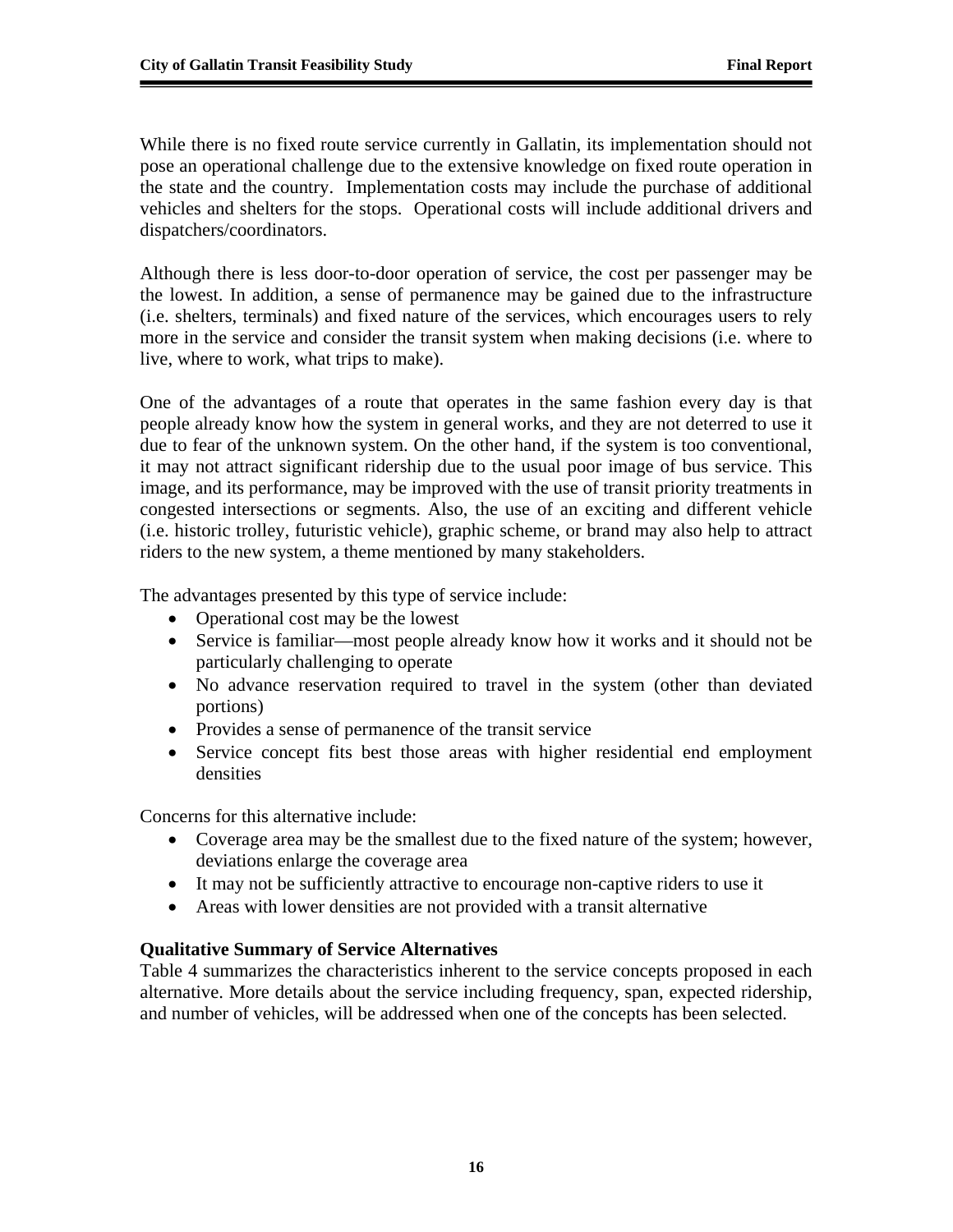While there is no fixed route service currently in Gallatin, its implementation should not pose an operational challenge due to the extensive knowledge on fixed route operation in the state and the country. Implementation costs may include the purchase of additional vehicles and shelters for the stops. Operational costs will include additional drivers and dispatchers/coordinators.

Although there is less door-to-door operation of service, the cost per passenger may be the lowest. In addition, a sense of permanence may be gained due to the infrastructure (i.e. shelters, terminals) and fixed nature of the services, which encourages users to rely more in the service and consider the transit system when making decisions (i.e. where to live, where to work, what trips to make).

One of the advantages of a route that operates in the same fashion every day is that people already know how the system in general works, and they are not deterred to use it due to fear of the unknown system. On the other hand, if the system is too conventional, it may not attract significant ridership due to the usual poor image of bus service. This image, and its performance, may be improved with the use of transit priority treatments in congested intersections or segments. Also, the use of an exciting and different vehicle (i.e. historic trolley, futuristic vehicle), graphic scheme, or brand may also help to attract riders to the new system, a theme mentioned by many stakeholders.

The advantages presented by this type of service include:

- Operational cost may be the lowest
- Service is familiar—most people already know how it works and it should not be particularly challenging to operate
- No advance reservation required to travel in the system (other than deviated portions)
- Provides a sense of permanence of the transit service
- Service concept fits best those areas with higher residential end employment densities

Concerns for this alternative include:

- Coverage area may be the smallest due to the fixed nature of the system; however, deviations enlarge the coverage area
- It may not be sufficiently attractive to encourage non-captive riders to use it
- Areas with lower densities are not provided with a transit alternative

**Qualitative Summary of Service Alternatives**

Table 4 summarizes the characteristics inherent to the service concepts proposed in each alternative. More details about the service including frequency, span, expected ridership, and number of vehicles, will be addressed when one of the concepts has been selected.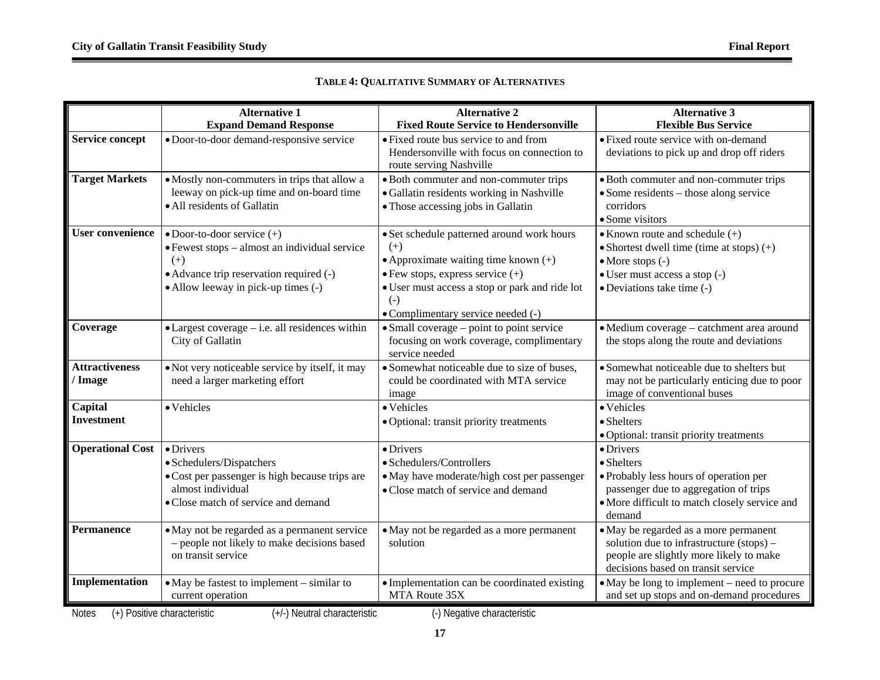**TABLE 4: QUALITATIVE SUMMARY OF ALTERNATIVES**

| | Alternative 1 Expand Demand Response | Alternative 2 Fixed Route Service to Hendersonville | Alternative 3 Flexible Bus Service |
|---|---|---|---|
| **Service concept** | • Door-to-door demand-responsive service | • Fixed route bus service to and from Hendersonville with focus on connection to route serving Nashville | • Fixed route service with on-demand deviations to pick up and drop off riders |
| **Target Markets** | • Mostly non-commuters in trips that allow a leeway on pick-up time and on-board time<br>• All residents of Gallatin | • Both commuter and non-commuter trips<br>• Gallatin residents working in Nashville<br>• Those accessing jobs in Gallatin | • Both commuter and non-commuter trips<br>• Some residents – those along service corridors<br>• Some visitors |
| **User convenience** | • Door-to-door service (+)<br>• Fewest stops – almost an individual service (+)<br>• Advance trip reservation required (-)<br>• Allow leeway in pick-up times (-) | • Set schedule patterned around work hours (+)<br>• Approximate waiting time known (+)<br>• Few stops, express service (+)<br>• User must access a stop or park and ride lot (-)<br>• Complimentary service needed (-) | • Known route and schedule (+)<br>• Shortest dwell time (time at stops) (+)<br>• More stops (-)<br>• User must access a stop (-)<br>• Deviations take time (-) |
| **Coverage** | • Largest coverage – i.e. all residences within City of Gallatin | • Small coverage – point to point service focusing on work coverage, complimentary service needed | • Medium coverage – catchment area around the stops along the route and deviations |
| **Attractiveness / Image** | • Not very noticeable service by itself, it may need a larger marketing effort | • Somewhat noticeable due to size of buses, could be coordinated with MTA service image | • Somewhat noticeable due to shelters but may not be particularly enticing due to poor image of conventional buses |
| **Capital Investment** | • Vehicles | • Vehicles<br>• Optional: transit priority treatments | • Vehicles<br>• Shelters<br>• Optional: transit priority treatments |
| **Operational Cost** | • Drivers<br>• Schedulers/Dispatchers<br>• Cost per passenger is high because trips are almost individual<br>• Close match of service and demand | • Drivers<br>• Schedulers/Controllers<br>• May have moderate/high cost per passenger<br>• Close match of service and demand | • Drivers<br>• Shelters<br>• Probably less hours of operation per passenger due to aggregation of trips<br>• More difficult to match closely service and demand |
| **Permanence** | • May not be regarded as a permanent service – people not likely to make decisions based on transit service | • May not be regarded as a more permanent solution | • May be regarded as a more permanent solution due to infrastructure (stops) – people are slightly more likely to make decisions based on transit service |
| **Implementation** | • May be fastest to implement – similar to current operation | • Implementation can be coordinated existing MTA Route 35X | • May be long to implement – need to procure and set up stops and on-demand procedures |

Notes (+) Positive characteristic (+/-) Neutral characteristic (-) Negative characteristic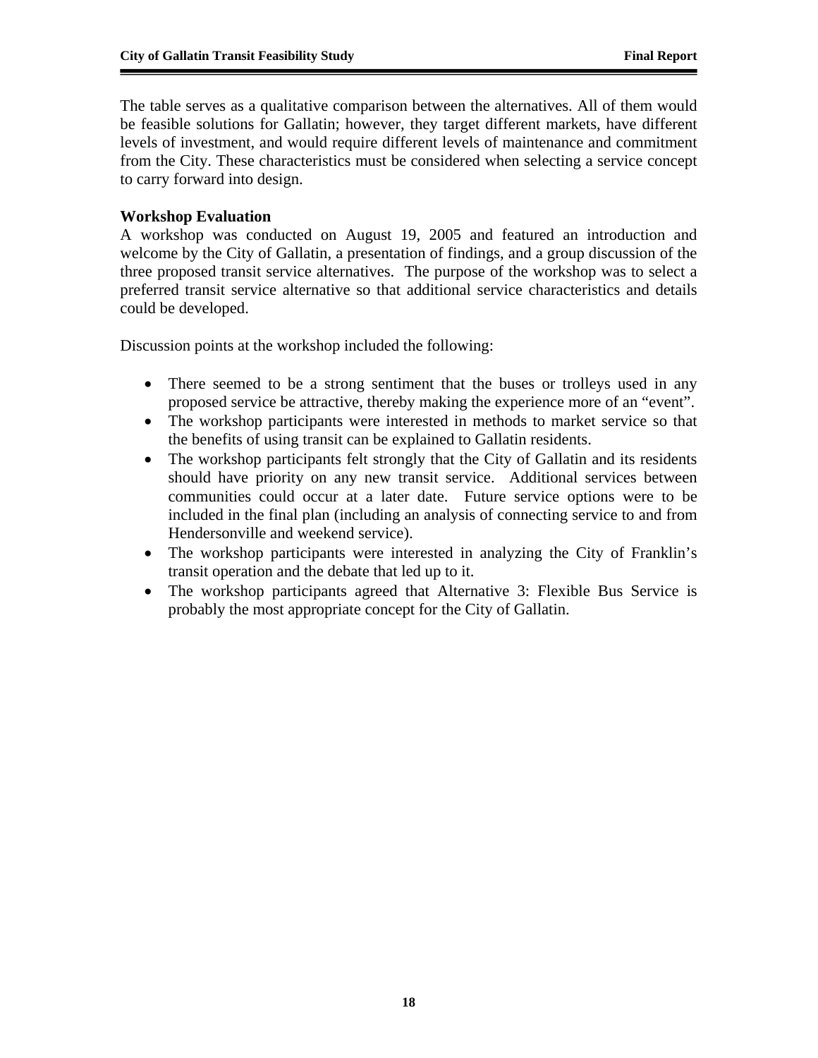The table serves as a qualitative comparison between the alternatives. All of them would be feasible solutions for Gallatin; however, they target different markets, have different levels of investment, and would require different levels of maintenance and commitment from the City. These characteristics must be considered when selecting a service concept to carry forward into design.

### Workshop Evaluation

A workshop was conducted on August 19, 2005 and featured an introduction and welcome by the City of Gallatin, a presentation of findings, and a group discussion of the three proposed transit service alternatives. The purpose of the workshop was to select a preferred transit service alternative so that additional service characteristics and details could be developed.

Discussion points at the workshop included the following:

- There seemed to be a strong sentiment that the buses or trolleys used in any proposed service be attractive, thereby making the experience more of an "event".
- The workshop participants were interested in methods to market service so that the benefits of using transit can be explained to Gallatin residents.
- The workshop participants felt strongly that the City of Gallatin and its residents should have priority on any new transit service. Additional services between communities could occur at a later date. Future service options were to be included in the final plan (including an analysis of connecting service to and from Hendersonville and weekend service).
- The workshop participants were interested in analyzing the City of Franklin's transit operation and the debate that led up to it.
- The workshop participants agreed that Alternative 3: Flexible Bus Service is probably the most appropriate concept for the City of Gallatin.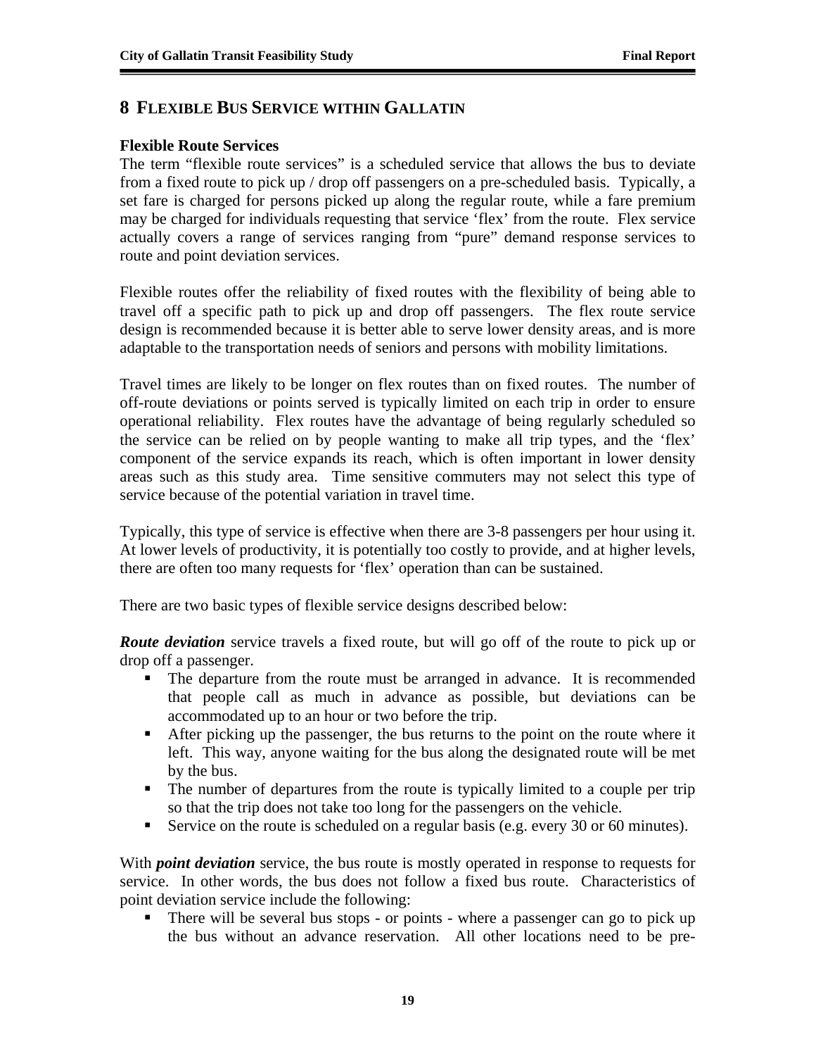# 8 FLEXIBLE BUS SERVICE WITHIN GALLATIN

### Flexible Route Services

The term "flexible route services" is a scheduled service that allows the bus to deviate from a fixed route to pick up / drop off passengers on a pre-scheduled basis. Typically, a set fare is charged for persons picked up along the regular route, while a fare premium may be charged for individuals requesting that service 'flex' from the route. Flex service actually covers a range of services ranging from "pure" demand response services to route and point deviation services.

Flexible routes offer the reliability of fixed routes with the flexibility of being able to travel off a specific path to pick up and drop off passengers. The flex route service design is recommended because it is better able to serve lower density areas, and is more adaptable to the transportation needs of seniors and persons with mobility limitations.

Travel times are likely to be longer on flex routes than on fixed routes. The number of off-route deviations or points served is typically limited on each trip in order to ensure operational reliability. Flex routes have the advantage of being regularly scheduled so the service can be relied on by people wanting to make all trip types, and the 'flex' component of the service expands its reach, which is often important in lower density areas such as this study area. Time sensitive commuters may not select this type of service because of the potential variation in travel time.

Typically, this type of service is effective when there are 3-8 passengers per hour using it. At lower levels of productivity, it is potentially too costly to provide, and at higher levels, there are often too many requests for 'flex' operation than can be sustained.

There are two basic types of flexible service designs described below:

***Route deviation*** service travels a fixed route, but will go off of the route to pick up or drop off a passenger.

- The departure from the route must be arranged in advance. It is recommended that people call as much in advance as possible, but deviations can be accommodated up to an hour or two before the trip.
- After picking up the passenger, the bus returns to the point on the route where it left. This way, anyone waiting for the bus along the designated route will be met by the bus.
- The number of departures from the route is typically limited to a couple per trip so that the trip does not take too long for the passengers on the vehicle.
- Service on the route is scheduled on a regular basis (e.g. every 30 or 60 minutes).

With ***point deviation*** service, the bus route is mostly operated in response to requests for service. In other words, the bus does not follow a fixed bus route. Characteristics of point deviation service include the following:

- There will be several bus stops - or points - where a passenger can go to pick up the bus without an advance reservation. All other locations need to be pre-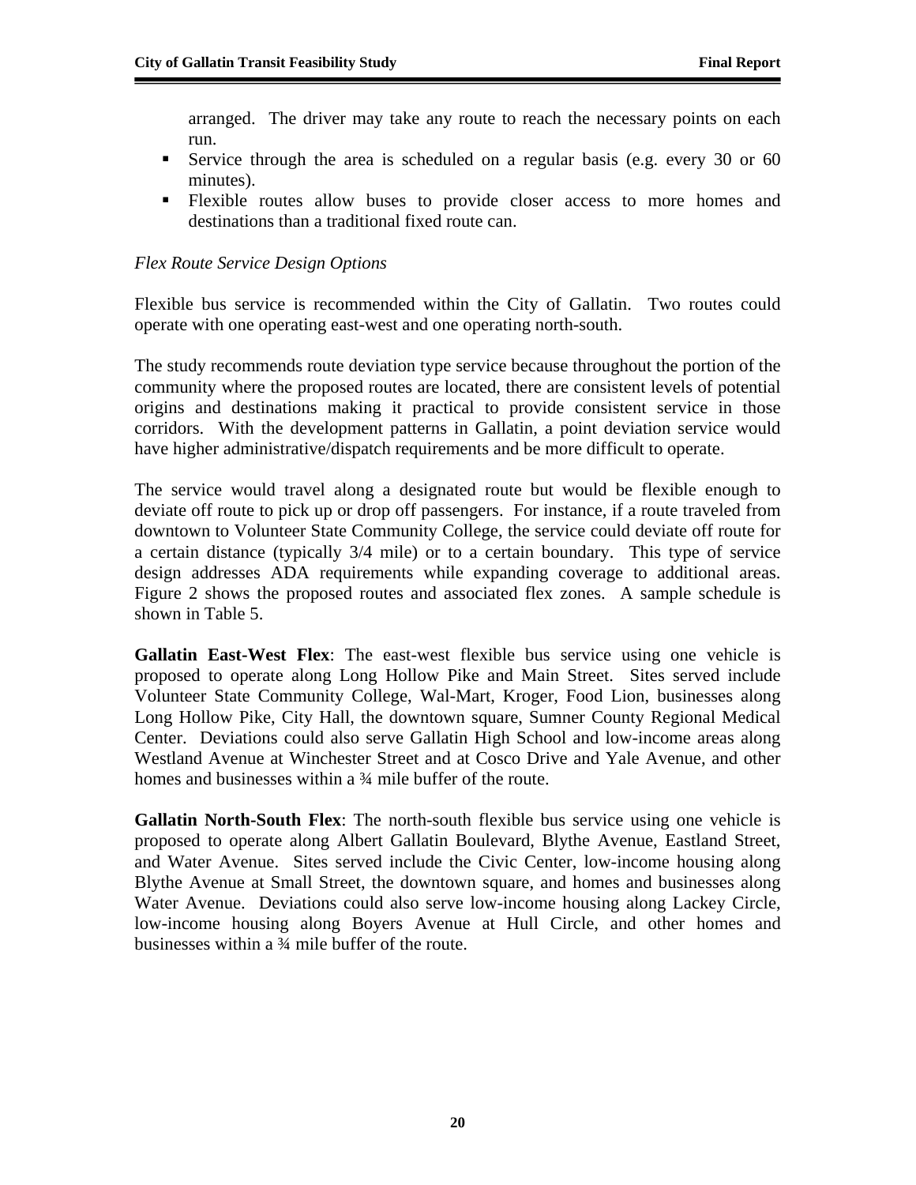arranged. The driver may take any route to reach the necessary points on each run.

- Service through the area is scheduled on a regular basis (e.g. every 30 or 60 minutes).
- Flexible routes allow buses to provide closer access to more homes and destinations than a traditional fixed route can.

*Flex Route Service Design Options*

Flexible bus service is recommended within the City of Gallatin. Two routes could operate with one operating east-west and one operating north-south.

The study recommends route deviation type service because throughout the portion of the community where the proposed routes are located, there are consistent levels of potential origins and destinations making it practical to provide consistent service in those corridors. With the development patterns in Gallatin, a point deviation service would have higher administrative/dispatch requirements and be more difficult to operate.

The service would travel along a designated route but would be flexible enough to deviate off route to pick up or drop off passengers. For instance, if a route traveled from downtown to Volunteer State Community College, the service could deviate off route for a certain distance (typically 3/4 mile) or to a certain boundary. This type of service design addresses ADA requirements while expanding coverage to additional areas. Figure 2 shows the proposed routes and associated flex zones. A sample schedule is shown in Table 5.

**Gallatin East-West Flex**: The east-west flexible bus service using one vehicle is proposed to operate along Long Hollow Pike and Main Street. Sites served include Volunteer State Community College, Wal-Mart, Kroger, Food Lion, businesses along Long Hollow Pike, City Hall, the downtown square, Sumner County Regional Medical Center. Deviations could also serve Gallatin High School and low-income areas along Westland Avenue at Winchester Street and at Cosco Drive and Yale Avenue, and other homes and businesses within a ¾ mile buffer of the route.

**Gallatin North-South Flex**: The north-south flexible bus service using one vehicle is proposed to operate along Albert Gallatin Boulevard, Blythe Avenue, Eastland Street, and Water Avenue. Sites served include the Civic Center, low-income housing along Blythe Avenue at Small Street, the downtown square, and homes and businesses along Water Avenue. Deviations could also serve low-income housing along Lackey Circle, low-income housing along Boyers Avenue at Hull Circle, and other homes and businesses within a ¾ mile buffer of the route.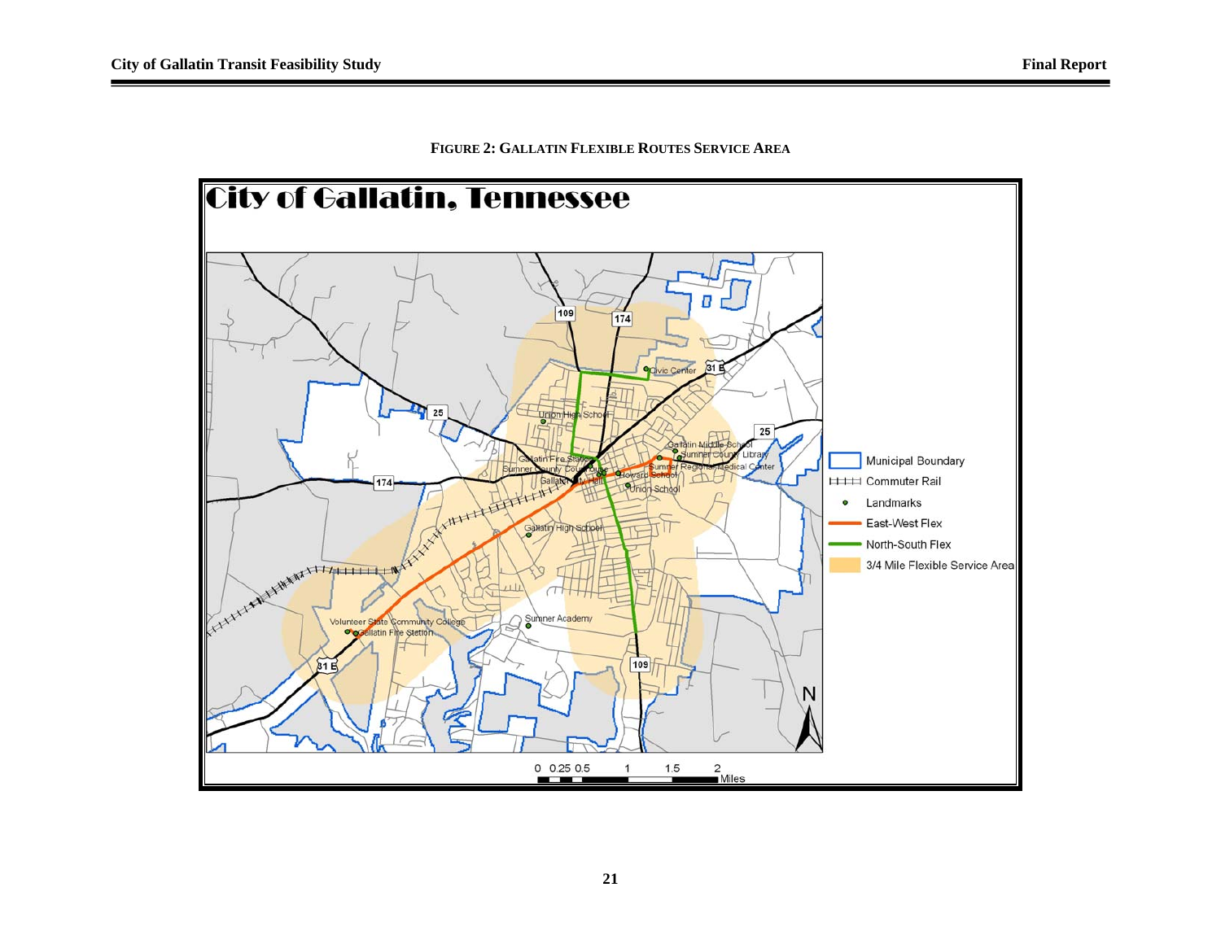**FIGURE 2: GALLATIN FLEXIBLE ROUTES SERVICE AREA**

City of Gallatin, Tennessee

Municipal Boundary
Commuter Rail
Landmarks
East-West Flex
North-South Flex
3/4 Mile Flexible Service Area

0 0.25 0.5 1 1.5 2 Miles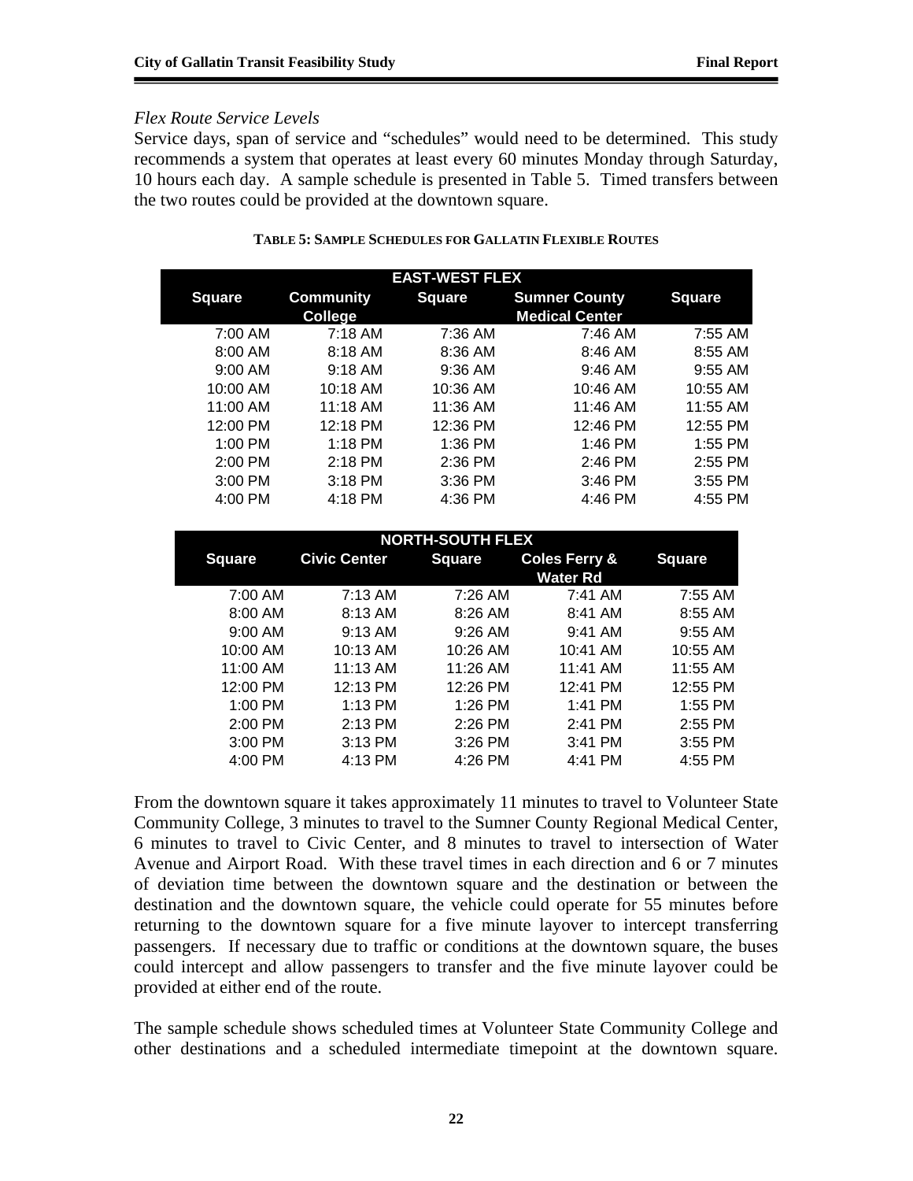*Flex Route Service Levels*

Service days, span of service and "schedules" would need to be determined. This study recommends a system that operates at least every 60 minutes Monday through Saturday, 10 hours each day. A sample schedule is presented in Table 5. Timed transfers between the two routes could be provided at the downtown square.

**TABLE 5: SAMPLE SCHEDULES FOR GALLATIN FLEXIBLE ROUTES**

| EAST-WEST FLEX | | | | |
|---|---|---|---|---|
| **Square** | **Community College** | **Square** | **Sumner County Medical Center** | **Square** |
| 7:00 AM | 7:18 AM | 7:36 AM | 7:46 AM | 7:55 AM |
| 8:00 AM | 8:18 AM | 8:36 AM | 8:46 AM | 8:55 AM |
| 9:00 AM | 9:18 AM | 9:36 AM | 9:46 AM | 9:55 AM |
| 10:00 AM | 10:18 AM | 10:36 AM | 10:46 AM | 10:55 AM |
| 11:00 AM | 11:18 AM | 11:36 AM | 11:46 AM | 11:55 AM |
| 12:00 PM | 12:18 PM | 12:36 PM | 12:46 PM | 12:55 PM |
| 1:00 PM | 1:18 PM | 1:36 PM | 1:46 PM | 1:55 PM |
| 2:00 PM | 2:18 PM | 2:36 PM | 2:46 PM | 2:55 PM |
| 3:00 PM | 3:18 PM | 3:36 PM | 3:46 PM | 3:55 PM |
| 4:00 PM | 4:18 PM | 4:36 PM | 4:46 PM | 4:55 PM |

| NORTH-SOUTH FLEX | | | | |
|---|---|---|---|---|
| **Square** | **Civic Center** | **Square** | **Coles Ferry & Water Rd** | **Square** |
| 7:00 AM | 7:13 AM | 7:26 AM | 7:41 AM | 7:55 AM |
| 8:00 AM | 8:13 AM | 8:26 AM | 8:41 AM | 8:55 AM |
| 9:00 AM | 9:13 AM | 9:26 AM | 9:41 AM | 9:55 AM |
| 10:00 AM | 10:13 AM | 10:26 AM | 10:41 AM | 10:55 AM |
| 11:00 AM | 11:13 AM | 11:26 AM | 11:41 AM | 11:55 AM |
| 12:00 PM | 12:13 PM | 12:26 PM | 12:41 PM | 12:55 PM |
| 1:00 PM | 1:13 PM | 1:26 PM | 1:41 PM | 1:55 PM |
| 2:00 PM | 2:13 PM | 2:26 PM | 2:41 PM | 2:55 PM |
| 3:00 PM | 3:13 PM | 3:26 PM | 3:41 PM | 3:55 PM |
| 4:00 PM | 4:13 PM | 4:26 PM | 4:41 PM | 4:55 PM |

From the downtown square it takes approximately 11 minutes to travel to Volunteer State Community College, 3 minutes to travel to the Sumner County Regional Medical Center, 6 minutes to travel to Civic Center, and 8 minutes to travel to intersection of Water Avenue and Airport Road. With these travel times in each direction and 6 or 7 minutes of deviation time between the downtown square and the destination or between the destination and the downtown square, the vehicle could operate for 55 minutes before returning to the downtown square for a five minute layover to intercept transferring passengers. If necessary due to traffic or conditions at the downtown square, the buses could intercept and allow passengers to transfer and the five minute layover could be provided at either end of the route.

The sample schedule shows scheduled times at Volunteer State Community College and other destinations and a scheduled intermediate timepoint at the downtown square.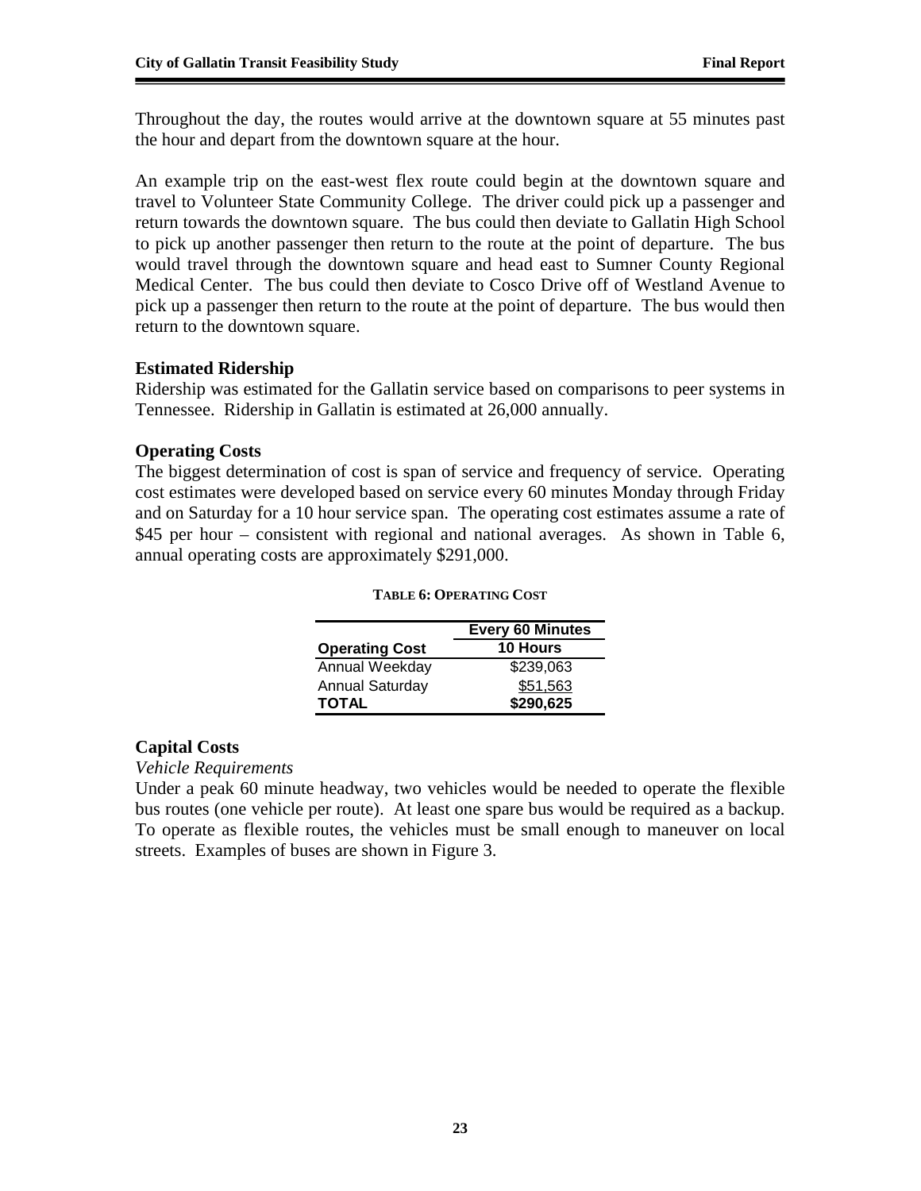Throughout the day, the routes would arrive at the downtown square at 55 minutes past the hour and depart from the downtown square at the hour.

An example trip on the east-west flex route could begin at the downtown square and travel to Volunteer State Community College. The driver could pick up a passenger and return towards the downtown square. The bus could then deviate to Gallatin High School to pick up another passenger then return to the route at the point of departure. The bus would travel through the downtown square and head east to Sumner County Regional Medical Center. The bus could then deviate to Cosco Drive off of Westland Avenue to pick up a passenger then return to the route at the point of departure. The bus would then return to the downtown square.

### Estimated Ridership

Ridership was estimated for the Gallatin service based on comparisons to peer systems in Tennessee. Ridership in Gallatin is estimated at 26,000 annually.

### Operating Costs

The biggest determination of cost is span of service and frequency of service. Operating cost estimates were developed based on service every 60 minutes Monday through Friday and on Saturday for a 10 hour service span. The operating cost estimates assume a rate of $45 per hour – consistent with regional and national averages. As shown in Table 6, annual operating costs are approximately $291,000.

**TABLE 6: OPERATING COST**

| | Every 60 Minutes |
|---|---|
| **Operating Cost** | **10 Hours** |
| Annual Weekday | $239,063 |
| Annual Saturday | $51,563 |
| **TOTAL** | **$290,625** |

### Capital Costs

*Vehicle Requirements*

Under a peak 60 minute headway, two vehicles would be needed to operate the flexible bus routes (one vehicle per route). At least one spare bus would be required as a backup. To operate as flexible routes, the vehicles must be small enough to maneuver on local streets. Examples of buses are shown in Figure 3.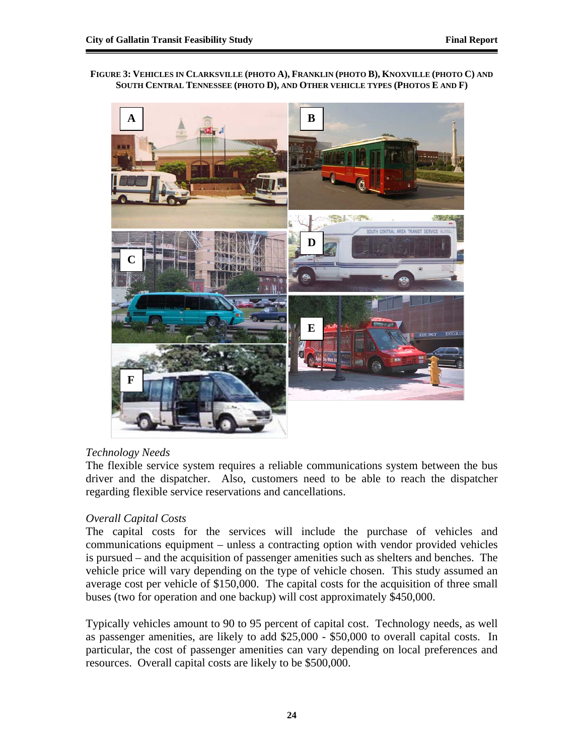**FIGURE 3: VEHICLES IN CLARKSVILLE (PHOTO A), FRANKLIN (PHOTO B), KNOXVILLE (PHOTO C) AND SOUTH CENTRAL TENNESSEE (PHOTO D), AND OTHER VEHICLE TYPES (PHOTOS E AND F)**

*Technology Needs*

The flexible service system requires a reliable communications system between the bus driver and the dispatcher. Also, customers need to be able to reach the dispatcher regarding flexible service reservations and cancellations.

*Overall Capital Costs*

The capital costs for the services will include the purchase of vehicles and communications equipment – unless a contracting option with vendor provided vehicles is pursued – and the acquisition of passenger amenities such as shelters and benches. The vehicle price will vary depending on the type of vehicle chosen. This study assumed an average cost per vehicle of $150,000. The capital costs for the acquisition of three small buses (two for operation and one backup) will cost approximately $450,000.

Typically vehicles amount to 90 to 95 percent of capital cost. Technology needs, as well as passenger amenities, are likely to add $25,000 - $50,000 to overall capital costs. In particular, the cost of passenger amenities can vary depending on local preferences and resources. Overall capital costs are likely to be $500,000.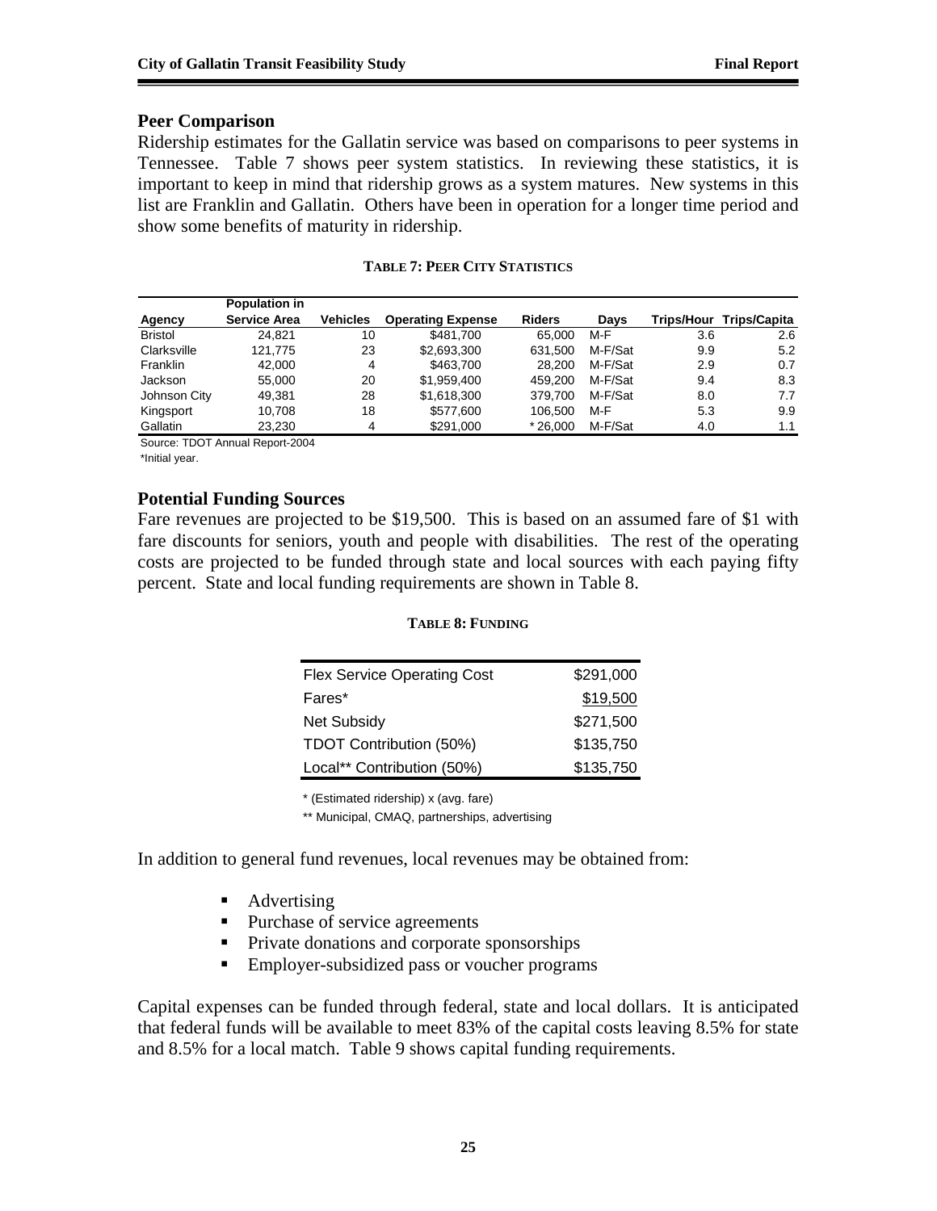## Peer Comparison

Ridership estimates for the Gallatin service was based on comparisons to peer systems in Tennessee. Table 7 shows peer system statistics. In reviewing these statistics, it is important to keep in mind that ridership grows as a system matures. New systems in this list are Franklin and Gallatin. Others have been in operation for a longer time period and show some benefits of maturity in ridership.

**TABLE 7: PEER CITY STATISTICS**

| Agency | Population in Service Area | Vehicles | Operating Expense | Riders | Days | Trips/Hour | Trips/Capita |
|---|---|---|---|---|---|---|---|
| Bristol | 24,821 | 10 | $481,700 | 65,000 | M-F | 3.6 | 2.6 |
| Clarksville | 121,775 | 23 | $2,693,300 | 631,500 | M-F/Sat | 9.9 | 5.2 |
| Franklin | 42,000 | 4 | $463,700 | 28,200 | M-F/Sat | 2.9 | 0.7 |
| Jackson | 55,000 | 20 | $1,959,400 | 459,200 | M-F/Sat | 9.4 | 8.3 |
| Johnson City | 49,381 | 28 | $1,618,300 | 379,700 | M-F/Sat | 8.0 | 7.7 |
| Kingsport | 10,708 | 18 | $577,600 | 106,500 | M-F | 5.3 | 9.9 |
| Gallatin | 23,230 | 4 | $291,000 | * 26,000 | M-F/Sat | 4.0 | 1.1 |

Source: TDOT Annual Report-2004

*Initial year.

## Potential Funding Sources

Fare revenues are projected to be $19,500. This is based on an assumed fare of $1 with fare discounts for seniors, youth and people with disabilities. The rest of the operating costs are projected to be funded through state and local sources with each paying fifty percent. State and local funding requirements are shown in Table 8.

**TABLE 8: FUNDING**

| | |
|---|---|
| Flex Service Operating Cost | $291,000 |
| Fares* | $19,500 |
| Net Subsidy | $271,500 |
| TDOT Contribution (50%) | $135,750 |
| Local** Contribution (50%) | $135,750 |

* (Estimated ridership) x (avg. fare)

** Municipal, CMAQ, partnerships, advertising

In addition to general fund revenues, local revenues may be obtained from:

- Advertising
- Purchase of service agreements
- Private donations and corporate sponsorships
- Employer-subsidized pass or voucher programs

Capital expenses can be funded through federal, state and local dollars. It is anticipated that federal funds will be available to meet 83% of the capital costs leaving 8.5% for state and 8.5% for a local match. Table 9 shows capital funding requirements.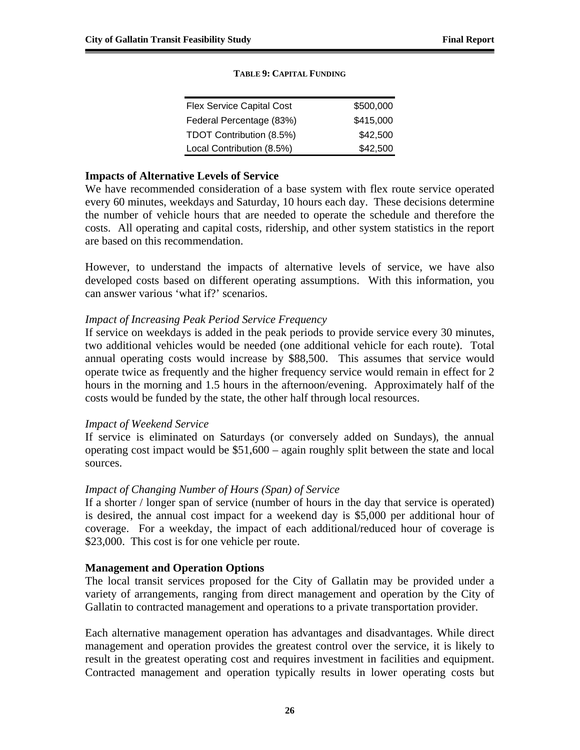**TABLE 9: CAPITAL FUNDING**

| | |
|---|---|
| Flex Service Capital Cost | $500,000 |
| Federal Percentage (83%) | $415,000 |
| TDOT Contribution (8.5%) | $42,500 |
| Local Contribution (8.5%) | $42,500 |

## Impacts of Alternative Levels of Service

We have recommended consideration of a base system with flex route service operated every 60 minutes, weekdays and Saturday, 10 hours each day. These decisions determine the number of vehicle hours that are needed to operate the schedule and therefore the costs. All operating and capital costs, ridership, and other system statistics in the report are based on this recommendation.

However, to understand the impacts of alternative levels of service, we have also developed costs based on different operating assumptions. With this information, you can answer various 'what if?' scenarios.

*Impact of Increasing Peak Period Service Frequency*

If service on weekdays is added in the peak periods to provide service every 30 minutes, two additional vehicles would be needed (one additional vehicle for each route). Total annual operating costs would increase by $88,500. This assumes that service would operate twice as frequently and the higher frequency service would remain in effect for 2 hours in the morning and 1.5 hours in the afternoon/evening. Approximately half of the costs would be funded by the state, the other half through local resources.

*Impact of Weekend Service*

If service is eliminated on Saturdays (or conversely added on Sundays), the annual operating cost impact would be $51,600 – again roughly split between the state and local sources.

*Impact of Changing Number of Hours (Span) of Service*

If a shorter / longer span of service (number of hours in the day that service is operated) is desired, the annual cost impact for a weekend day is $5,000 per additional hour of coverage. For a weekday, the impact of each additional/reduced hour of coverage is $23,000. This cost is for one vehicle per route.

## Management and Operation Options

The local transit services proposed for the City of Gallatin may be provided under a variety of arrangements, ranging from direct management and operation by the City of Gallatin to contracted management and operations to a private transportation provider.

Each alternative management operation has advantages and disadvantages. While direct management and operation provides the greatest control over the service, it is likely to result in the greatest operating cost and requires investment in facilities and equipment. Contracted management and operation typically results in lower operating costs but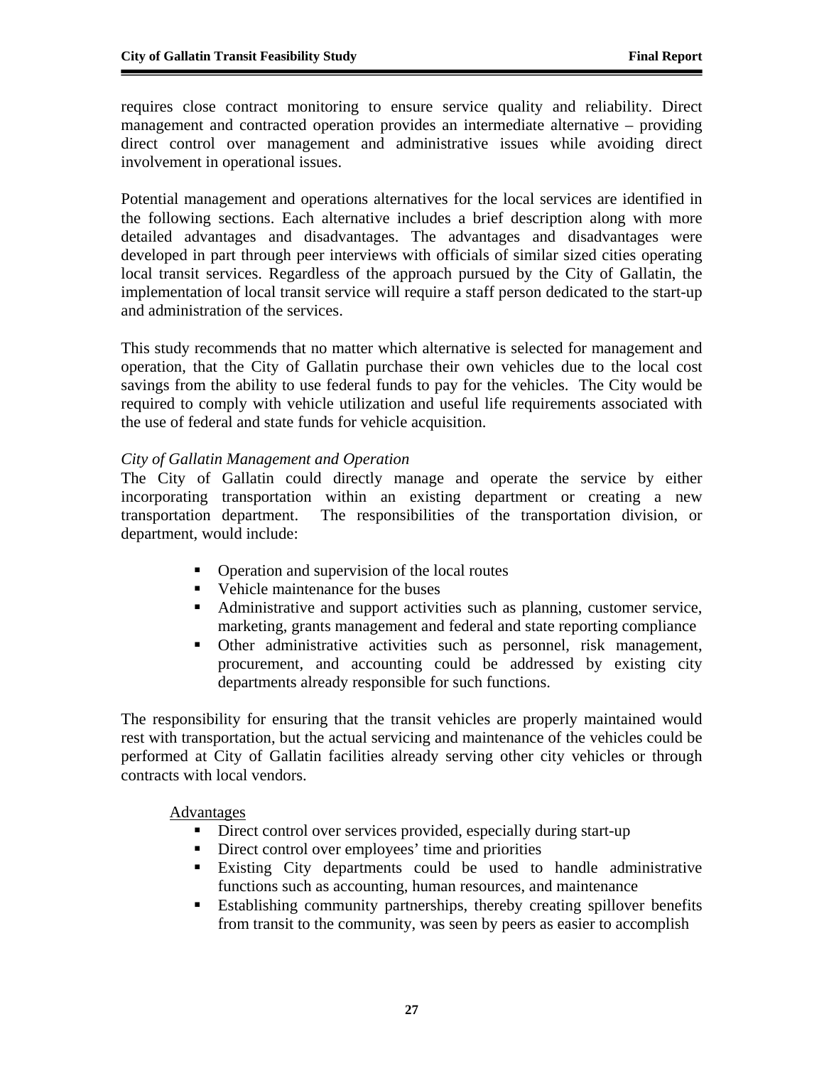requires close contract monitoring to ensure service quality and reliability. Direct management and contracted operation provides an intermediate alternative – providing direct control over management and administrative issues while avoiding direct involvement in operational issues.

Potential management and operations alternatives for the local services are identified in the following sections. Each alternative includes a brief description along with more detailed advantages and disadvantages. The advantages and disadvantages were developed in part through peer interviews with officials of similar sized cities operating local transit services. Regardless of the approach pursued by the City of Gallatin, the implementation of local transit service will require a staff person dedicated to the start-up and administration of the services.

This study recommends that no matter which alternative is selected for management and operation, that the City of Gallatin purchase their own vehicles due to the local cost savings from the ability to use federal funds to pay for the vehicles. The City would be required to comply with vehicle utilization and useful life requirements associated with the use of federal and state funds for vehicle acquisition.

*City of Gallatin Management and Operation*

The City of Gallatin could directly manage and operate the service by either incorporating transportation within an existing department or creating a new transportation department. The responsibilities of the transportation division, or department, would include:

- Operation and supervision of the local routes
- Vehicle maintenance for the buses
- Administrative and support activities such as planning, customer service, marketing, grants management and federal and state reporting compliance
- Other administrative activities such as personnel, risk management, procurement, and accounting could be addressed by existing city departments already responsible for such functions.

The responsibility for ensuring that the transit vehicles are properly maintained would rest with transportation, but the actual servicing and maintenance of the vehicles could be performed at City of Gallatin facilities already serving other city vehicles or through contracts with local vendors.

<u>Advantages</u>

- Direct control over services provided, especially during start-up
- Direct control over employees' time and priorities
- Existing City departments could be used to handle administrative functions such as accounting, human resources, and maintenance
- Establishing community partnerships, thereby creating spillover benefits from transit to the community, was seen by peers as easier to accomplish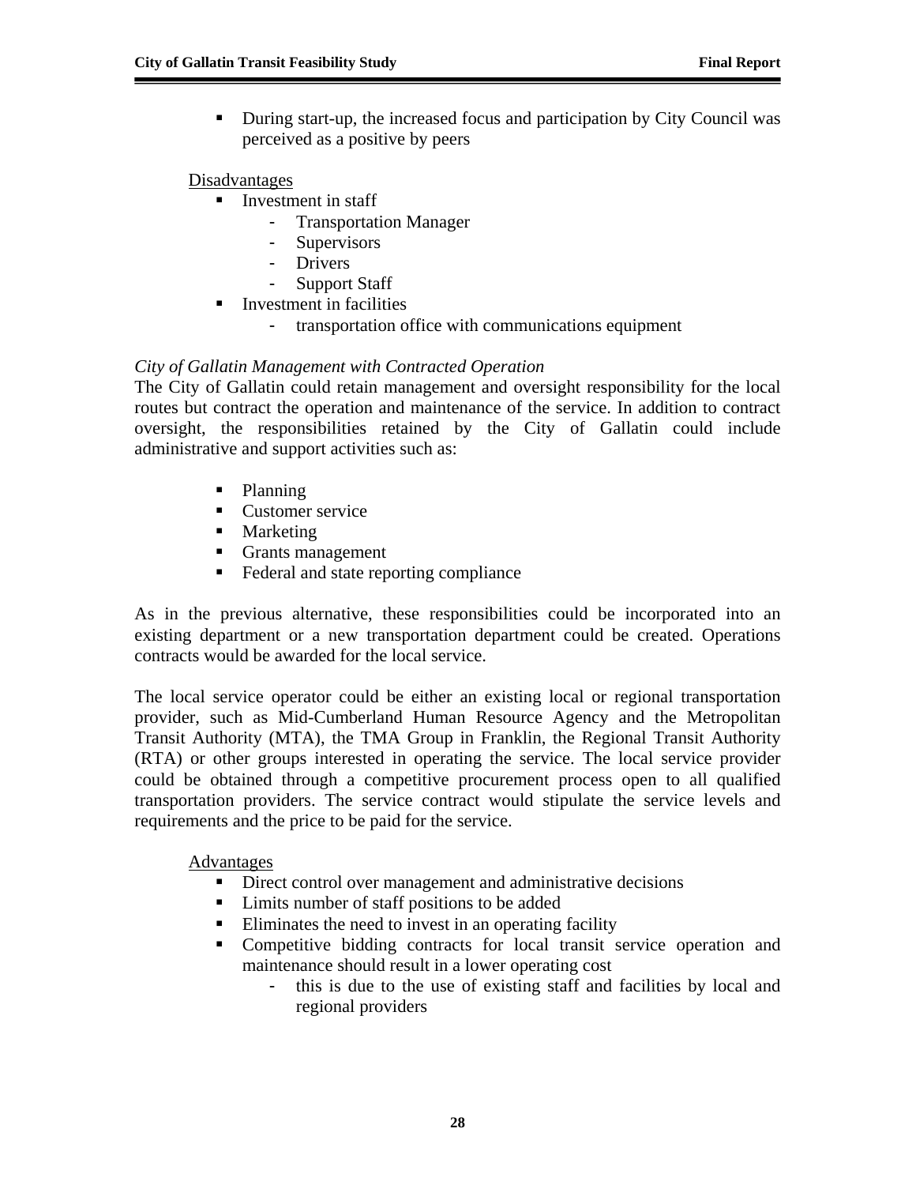- During start-up, the increased focus and participation by City Council was perceived as a positive by peers

Disadvantages

- Investment in staff
  - Transportation Manager
  - Supervisors
  - Drivers
  - Support Staff
- Investment in facilities
  - transportation office with communications equipment

*City of Gallatin Management with Contracted Operation*

The City of Gallatin could retain management and oversight responsibility for the local routes but contract the operation and maintenance of the service. In addition to contract oversight, the responsibilities retained by the City of Gallatin could include administrative and support activities such as:

- Planning
- Customer service
- Marketing
- Grants management
- Federal and state reporting compliance

As in the previous alternative, these responsibilities could be incorporated into an existing department or a new transportation department could be created. Operations contracts would be awarded for the local service.

The local service operator could be either an existing local or regional transportation provider, such as Mid-Cumberland Human Resource Agency and the Metropolitan Transit Authority (MTA), the TMA Group in Franklin, the Regional Transit Authority (RTA) or other groups interested in operating the service. The local service provider could be obtained through a competitive procurement process open to all qualified transportation providers. The service contract would stipulate the service levels and requirements and the price to be paid for the service.

Advantages

- Direct control over management and administrative decisions
- Limits number of staff positions to be added
- Eliminates the need to invest in an operating facility
- Competitive bidding contracts for local transit service operation and maintenance should result in a lower operating cost
  - this is due to the use of existing staff and facilities by local and regional providers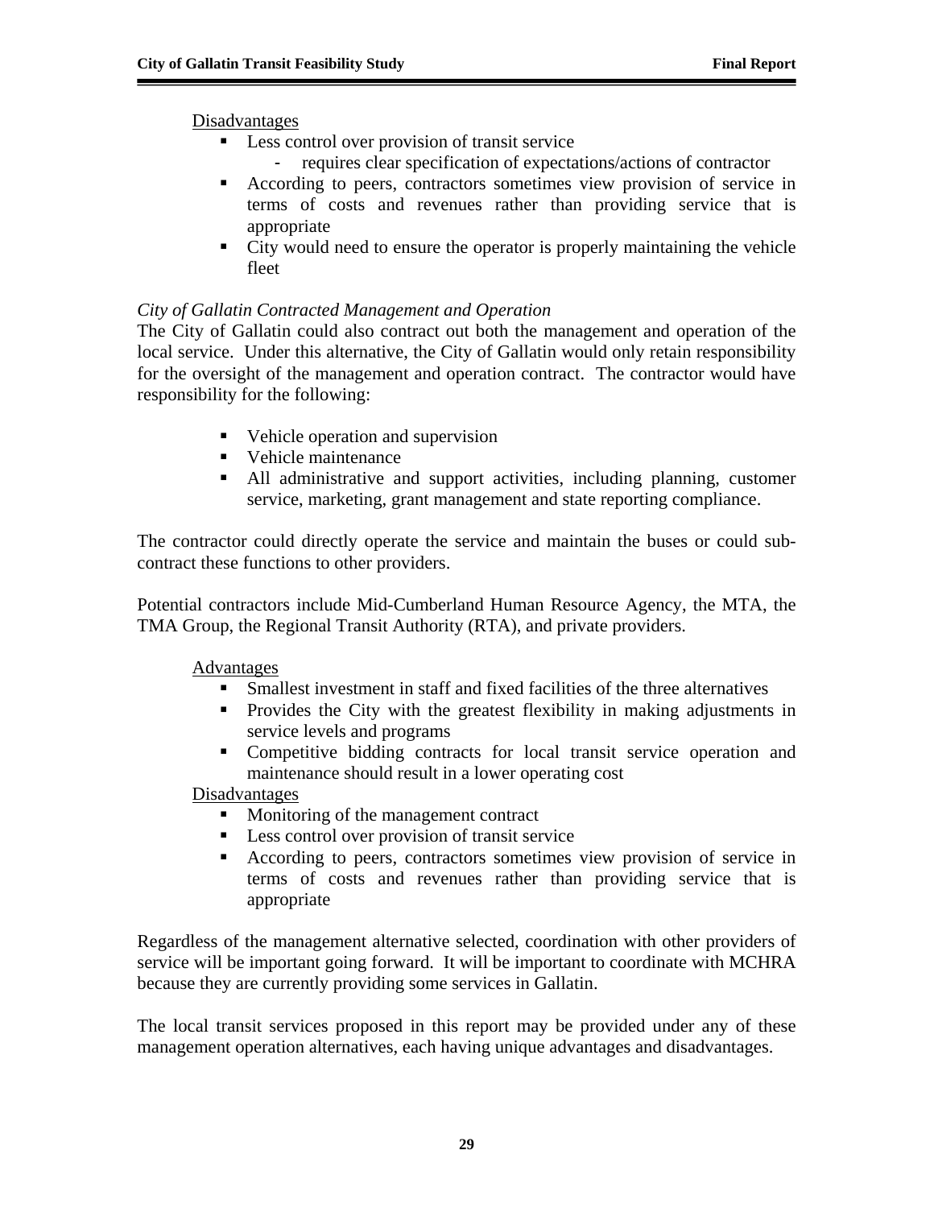Disadvantages

- Less control over provision of transit service
  - requires clear specification of expectations/actions of contractor
- According to peers, contractors sometimes view provision of service in terms of costs and revenues rather than providing service that is appropriate
- City would need to ensure the operator is properly maintaining the vehicle fleet

*City of Gallatin Contracted Management and Operation*

The City of Gallatin could also contract out both the management and operation of the local service. Under this alternative, the City of Gallatin would only retain responsibility for the oversight of the management and operation contract. The contractor would have responsibility for the following:

- Vehicle operation and supervision
- Vehicle maintenance
- All administrative and support activities, including planning, customer service, marketing, grant management and state reporting compliance.

The contractor could directly operate the service and maintain the buses or could sub-contract these functions to other providers.

Potential contractors include Mid-Cumberland Human Resource Agency, the MTA, the TMA Group, the Regional Transit Authority (RTA), and private providers.

Advantages

- Smallest investment in staff and fixed facilities of the three alternatives
- Provides the City with the greatest flexibility in making adjustments in service levels and programs
- Competitive bidding contracts for local transit service operation and maintenance should result in a lower operating cost

Disadvantages

- Monitoring of the management contract
- Less control over provision of transit service
- According to peers, contractors sometimes view provision of service in terms of costs and revenues rather than providing service that is appropriate

Regardless of the management alternative selected, coordination with other providers of service will be important going forward. It will be important to coordinate with MCHRA because they are currently providing some services in Gallatin.

The local transit services proposed in this report may be provided under any of these management operation alternatives, each having unique advantages and disadvantages.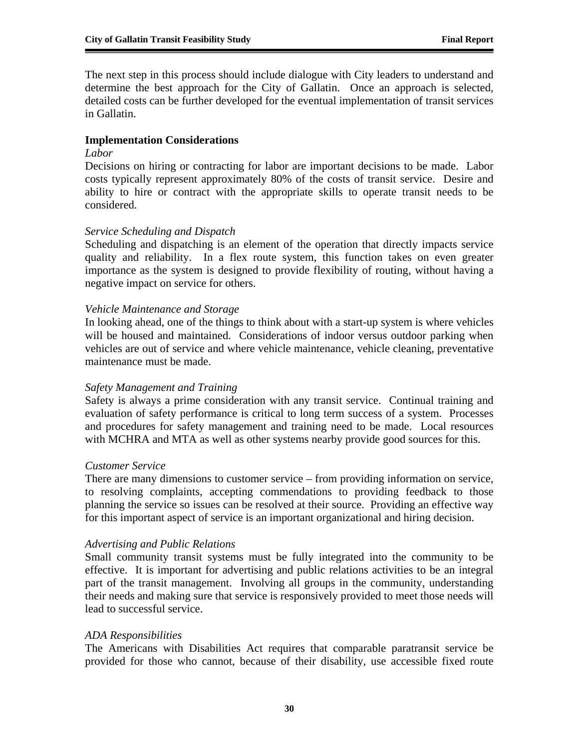The next step in this process should include dialogue with City leaders to understand and determine the best approach for the City of Gallatin. Once an approach is selected, detailed costs can be further developed for the eventual implementation of transit services in Gallatin.

### Implementation Considerations

*Labor*

Decisions on hiring or contracting for labor are important decisions to be made. Labor costs typically represent approximately 80% of the costs of transit service. Desire and ability to hire or contract with the appropriate skills to operate transit needs to be considered.

*Service Scheduling and Dispatch*

Scheduling and dispatching is an element of the operation that directly impacts service quality and reliability. In a flex route system, this function takes on even greater importance as the system is designed to provide flexibility of routing, without having a negative impact on service for others.

*Vehicle Maintenance and Storage*

In looking ahead, one of the things to think about with a start-up system is where vehicles will be housed and maintained. Considerations of indoor versus outdoor parking when vehicles are out of service and where vehicle maintenance, vehicle cleaning, preventative maintenance must be made.

*Safety Management and Training*

Safety is always a prime consideration with any transit service. Continual training and evaluation of safety performance is critical to long term success of a system. Processes and procedures for safety management and training need to be made. Local resources with MCHRA and MTA as well as other systems nearby provide good sources for this.

*Customer Service*

There are many dimensions to customer service – from providing information on service, to resolving complaints, accepting commendations to providing feedback to those planning the service so issues can be resolved at their source. Providing an effective way for this important aspect of service is an important organizational and hiring decision.

*Advertising and Public Relations*

Small community transit systems must be fully integrated into the community to be effective. It is important for advertising and public relations activities to be an integral part of the transit management. Involving all groups in the community, understanding their needs and making sure that service is responsively provided to meet those needs will lead to successful service.

*ADA Responsibilities*

The Americans with Disabilities Act requires that comparable paratransit service be provided for those who cannot, because of their disability, use accessible fixed route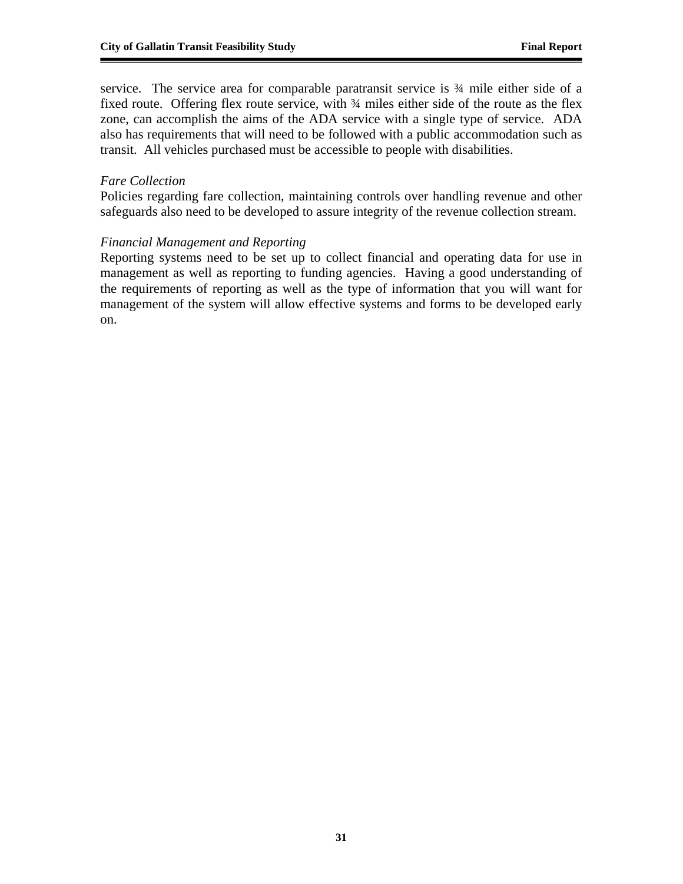service. The service area for comparable paratransit service is ¾ mile either side of a fixed route. Offering flex route service, with ¾ miles either side of the route as the flex zone, can accomplish the aims of the ADA service with a single type of service. ADA also has requirements that will need to be followed with a public accommodation such as transit. All vehicles purchased must be accessible to people with disabilities.

*Fare Collection*

Policies regarding fare collection, maintaining controls over handling revenue and other safeguards also need to be developed to assure integrity of the revenue collection stream.

*Financial Management and Reporting*

Reporting systems need to be set up to collect financial and operating data for use in management as well as reporting to funding agencies. Having a good understanding of the requirements of reporting as well as the type of information that you will want for management of the system will allow effective systems and forms to be developed early on.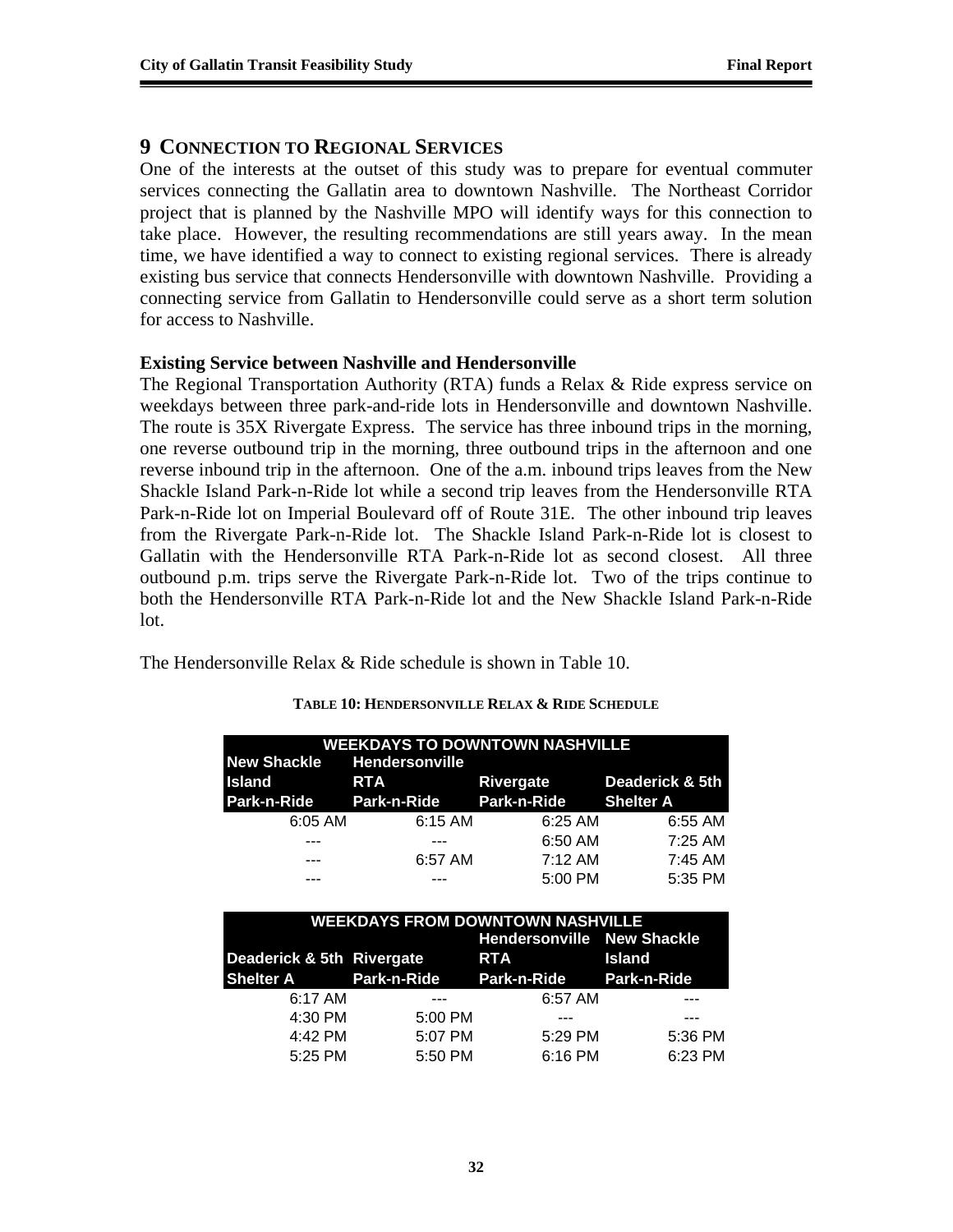# 9 CONNECTION TO REGIONAL SERVICES

One of the interests at the outset of this study was to prepare for eventual commuter services connecting the Gallatin area to downtown Nashville. The Northeast Corridor project that is planned by the Nashville MPO will identify ways for this connection to take place. However, the resulting recommendations are still years away. In the mean time, we have identified a way to connect to existing regional services. There is already existing bus service that connects Hendersonville with downtown Nashville. Providing a connecting service from Gallatin to Hendersonville could serve as a short term solution for access to Nashville.

### Existing Service between Nashville and Hendersonville

The Regional Transportation Authority (RTA) funds a Relax & Ride express service on weekdays between three park-and-ride lots in Hendersonville and downtown Nashville. The route is 35X Rivergate Express. The service has three inbound trips in the morning, one reverse outbound trip in the morning, three outbound trips in the afternoon and one reverse inbound trip in the afternoon. One of the a.m. inbound trips leaves from the New Shackle Island Park-n-Ride lot while a second trip leaves from the Hendersonville RTA Park-n-Ride lot on Imperial Boulevard off of Route 31E. The other inbound trip leaves from the Rivergate Park-n-Ride lot. The Shackle Island Park-n-Ride lot is closest to Gallatin with the Hendersonville RTA Park-n-Ride lot as second closest. All three outbound p.m. trips serve the Rivergate Park-n-Ride lot. Two of the trips continue to both the Hendersonville RTA Park-n-Ride lot and the New Shackle Island Park-n-Ride lot.

The Hendersonville Relax & Ride schedule is shown in Table 10.

**TABLE 10: HENDERSONVILLE RELAX & RIDE SCHEDULE**

| WEEKDAYS TO DOWNTOWN NASHVILLE | | | |
|---|---|---|---|
| New Shackle Island Park-n-Ride | Hendersonville RTA Park-n-Ride | Rivergate Park-n-Ride | Deaderick & 5th Shelter A |
| 6:05 AM | 6:15 AM | 6:25 AM | 6:55 AM |
| --- | --- | 6:50 AM | 7:25 AM |
| --- | 6:57 AM | 7:12 AM | 7:45 AM |
| --- | --- | 5:00 PM | 5:35 PM |

| WEEKDAYS FROM DOWNTOWN NASHVILLE | | | |
|---|---|---|---|
| Deaderick & 5th Shelter A | Rivergate Park-n-Ride | Hendersonville RTA Park-n-Ride | New Shackle Island Park-n-Ride |
| 6:17 AM | --- | 6:57 AM | --- |
| 4:30 PM | 5:00 PM | --- | --- |
| 4:42 PM | 5:07 PM | 5:29 PM | 5:36 PM |
| 5:25 PM | 5:50 PM | 6:16 PM | 6:23 PM |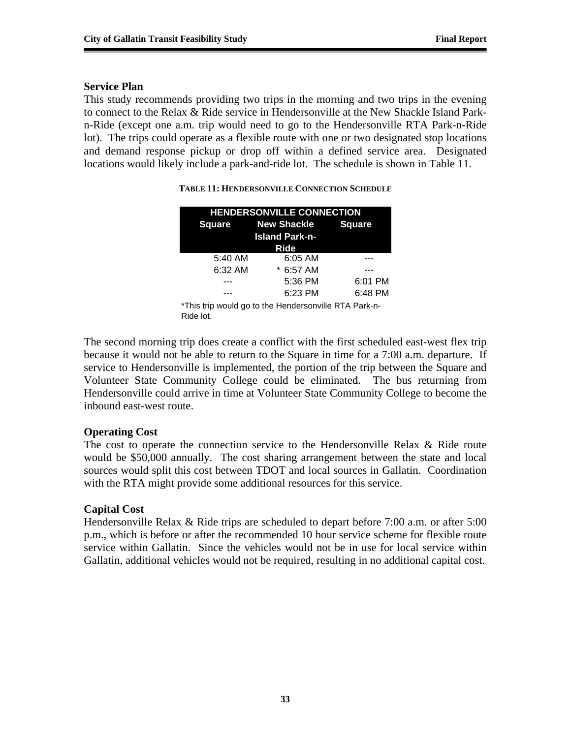### Service Plan

This study recommends providing two trips in the morning and two trips in the evening to connect to the Relax & Ride service in Hendersonville at the New Shackle Island Park-n-Ride (except one a.m. trip would need to go to the Hendersonville RTA Park-n-Ride lot). The trips could operate as a flexible route with one or two designated stop locations and demand response pickup or drop off within a defined service area. Designated locations would likely include a park-and-ride lot. The schedule is shown in Table 11.

**TABLE 11: HENDERSONVILLE CONNECTION SCHEDULE**

| HENDERSONVILLE CONNECTION | | |
|---|---|---|
| **Square** | **New Shackle Island Park-n-Ride** | **Square** |
| 5:40 AM | 6:05 AM | --- |
| 6:32 AM | * 6:57 AM | --- |
| --- | 5:36 PM | 6:01 PM |
| --- | 6:23 PM | 6:48 PM |

*This trip would go to the Hendersonville RTA Park-n-Ride lot.

The second morning trip does create a conflict with the first scheduled east-west flex trip because it would not be able to return to the Square in time for a 7:00 a.m. departure. If service to Hendersonville is implemented, the portion of the trip between the Square and Volunteer State Community College could be eliminated. The bus returning from Hendersonville could arrive in time at Volunteer State Community College to become the inbound east-west route.

### Operating Cost

The cost to operate the connection service to the Hendersonville Relax & Ride route would be $50,000 annually. The cost sharing arrangement between the state and local sources would split this cost between TDOT and local sources in Gallatin. Coordination with the RTA might provide some additional resources for this service.

### Capital Cost

Hendersonville Relax & Ride trips are scheduled to depart before 7:00 a.m. or after 5:00 p.m., which is before or after the recommended 10 hour service scheme for flexible route service within Gallatin. Since the vehicles would not be in use for local service within Gallatin, additional vehicles would not be required, resulting in no additional capital cost.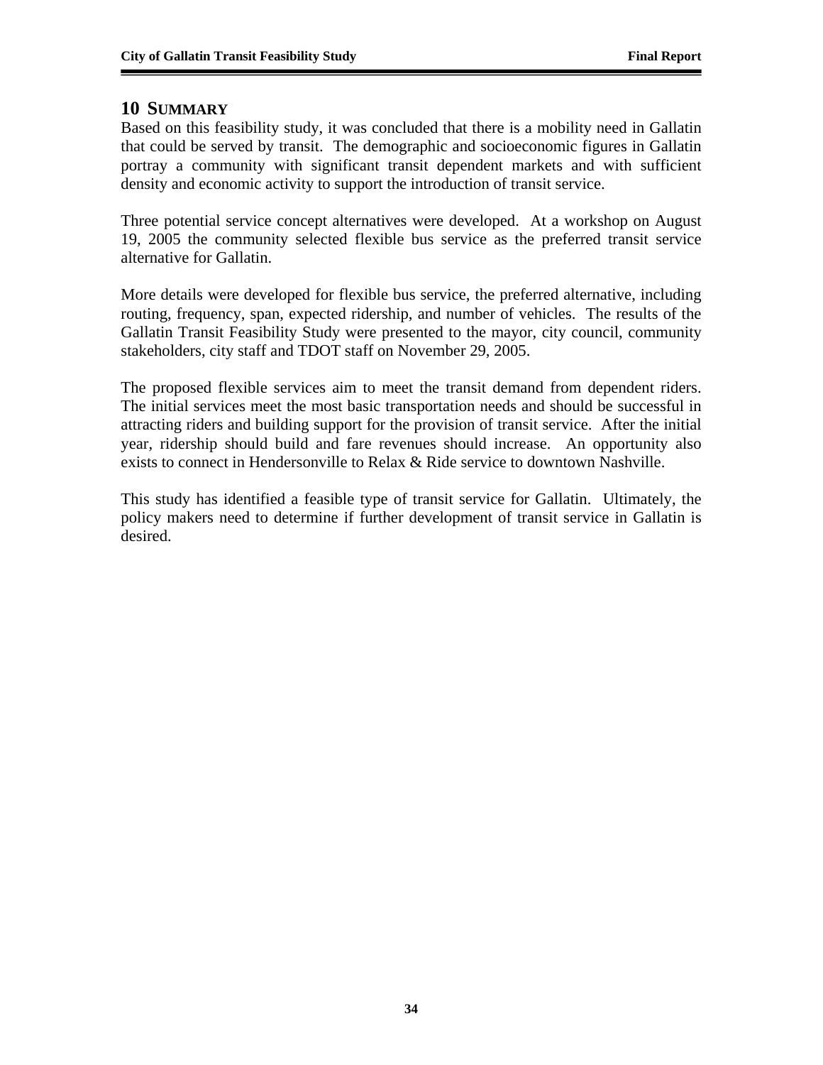# 10 SUMMARY

Based on this feasibility study, it was concluded that there is a mobility need in Gallatin that could be served by transit. The demographic and socioeconomic figures in Gallatin portray a community with significant transit dependent markets and with sufficient density and economic activity to support the introduction of transit service.

Three potential service concept alternatives were developed. At a workshop on August 19, 2005 the community selected flexible bus service as the preferred transit service alternative for Gallatin.

More details were developed for flexible bus service, the preferred alternative, including routing, frequency, span, expected ridership, and number of vehicles. The results of the Gallatin Transit Feasibility Study were presented to the mayor, city council, community stakeholders, city staff and TDOT staff on November 29, 2005.

The proposed flexible services aim to meet the transit demand from dependent riders. The initial services meet the most basic transportation needs and should be successful in attracting riders and building support for the provision of transit service. After the initial year, ridership should build and fare revenues should increase. An opportunity also exists to connect in Hendersonville to Relax & Ride service to downtown Nashville.

This study has identified a feasible type of transit service for Gallatin. Ultimately, the policy makers need to determine if further development of transit service in Gallatin is desired.